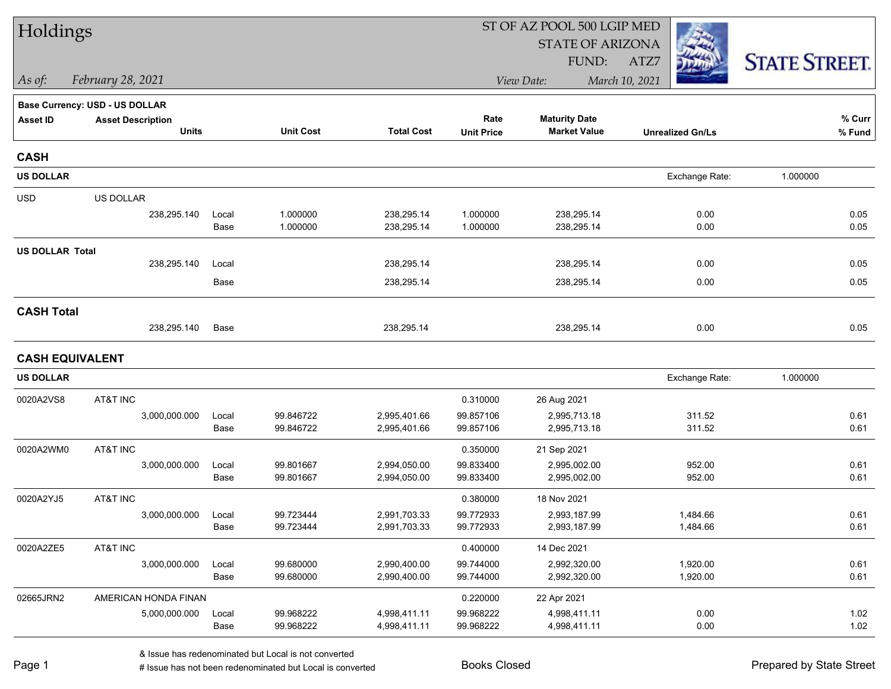# Holdings

**As of:** February 28, 2021

ST OF AZ POOL 500 LGIP MED
STATE OF ARIZONA
FUND: ATZ7

**View Date:** March 10, 2021

STATE STREET

**Base Currency: USD - US DOLLAR**

| Asset ID | Asset Description Units | | Unit Cost | Total Cost | Rate Unit Price | Maturity Date Market Value | Unrealized Gn/Ls | % Curr % Fund |
|---|---|---|---|---|---|---|---|---|
| **CASH** | | | | | | | | |
| **US DOLLAR** | | | | | | | Exchange Rate: 1.000000 | |
| USD | US DOLLAR | | | | | | | |
| | 238,295.140 | Local | 1.000000 | 238,295.14 | 1.000000 | 238,295.14 | 0.00 | 0.05 |
| | | Base | 1.000000 | 238,295.14 | 1.000000 | 238,295.14 | 0.00 | 0.05 |
| **US DOLLAR Total** | | | | | | | | |
| | 238,295.140 | Local | | 238,295.14 | | 238,295.14 | 0.00 | 0.05 |
| | | Base | | 238,295.14 | | 238,295.14 | 0.00 | 0.05 |
| **CASH Total** | | | | | | | | |
| | 238,295.140 | Base | | 238,295.14 | | 238,295.14 | 0.00 | 0.05 |
| **CASH EQUIVALENT** | | | | | | | | |
| **US DOLLAR** | | | | | | | Exchange Rate: 1.000000 | |
| 0020A2VS8 | AT&T INC | | | | 0.310000 | 26 Aug 2021 | | |
| | 3,000,000.000 | Local | 99.846722 | 2,995,401.66 | 99.857106 | 2,995,713.18 | 311.52 | 0.61 |
| | | Base | 99.846722 | 2,995,401.66 | 99.857106 | 2,995,713.18 | 311.52 | 0.61 |
| 0020A2WM0 | AT&T INC | | | | 0.350000 | 21 Sep 2021 | | |
| | 3,000,000.000 | Local | 99.801667 | 2,994,050.00 | 99.833400 | 2,995,002.00 | 952.00 | 0.61 |
| | | Base | 99.801667 | 2,994,050.00 | 99.833400 | 2,995,002.00 | 952.00 | 0.61 |
| 0020A2YJ5 | AT&T INC | | | | 0.380000 | 18 Nov 2021 | | |
| | 3,000,000.000 | Local | 99.723444 | 2,991,703.33 | 99.772933 | 2,993,187.99 | 1,484.66 | 0.61 |
| | | Base | 99.723444 | 2,991,703.33 | 99.772933 | 2,993,187.99 | 1,484.66 | 0.61 |
| 0020A2ZE5 | AT&T INC | | | | 0.400000 | 14 Dec 2021 | | |
| | 3,000,000.000 | Local | 99.680000 | 2,990,400.00 | 99.744000 | 2,992,320.00 | 1,920.00 | 0.61 |
| | | Base | 99.680000 | 2,990,400.00 | 99.744000 | 2,992,320.00 | 1,920.00 | 0.61 |
| 02665JRN2 | AMERICAN HONDA FINAN | | | | 0.220000 | 22 Apr 2021 | | |
| | 5,000,000.000 | Local | 99.968222 | 4,998,411.11 | 99.968222 | 4,998,411.11 | 0.00 | 1.02 |
| | | Base | 99.968222 | 4,998,411.11 | 99.968222 | 4,998,411.11 | 0.00 | 1.02 |

& Issue has redenominated but Local is not converted
# Issue has not been redenominated but Local is converted

Books Closed

Prepared by State Street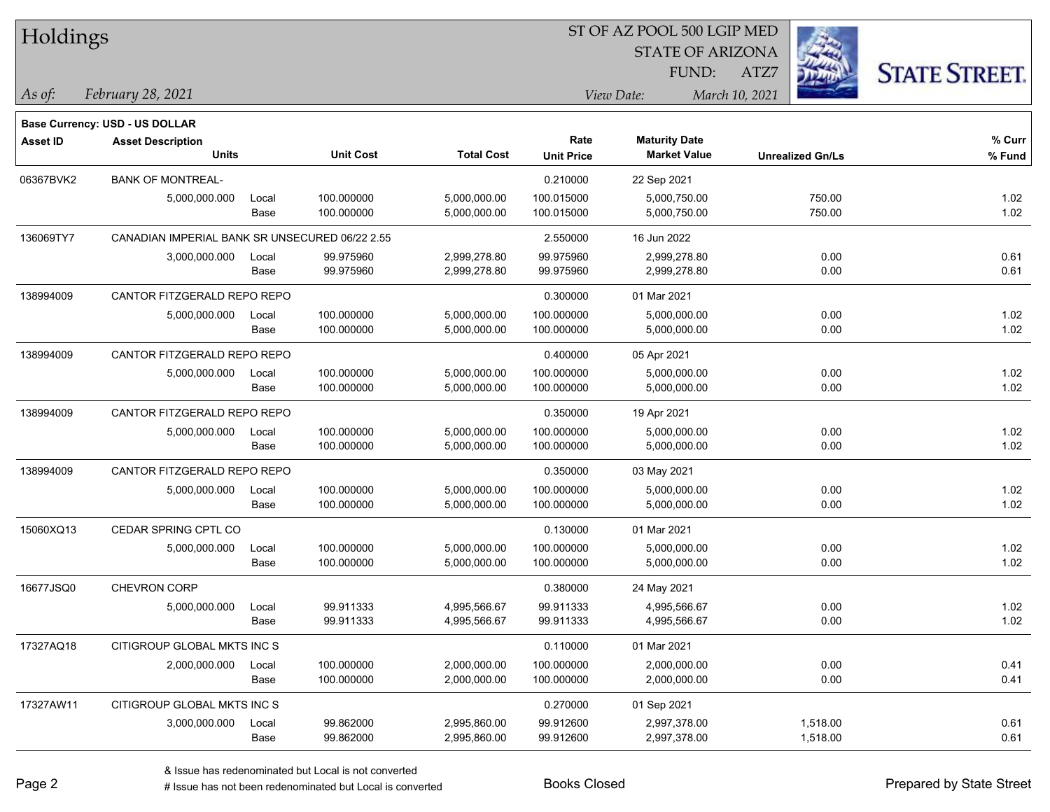# Holdings

ST OF AZ POOL 500 LGIP MED
STATE OF ARIZONA
FUND: ATZ7

*As of:* *February 28, 2021*

*View Date:* *March 10, 2021*

**Base Currency: USD - US DOLLAR**

| Asset ID | Asset Description / Units | | Unit Cost | Total Cost | Rate / Unit Price | Maturity Date / Market Value | Unrealized Gn/Ls | % Curr / % Fund |
|---|---|---|---|---|---|---|---|---|
| 06367BVK2 | BANK OF MONTREAL- | | | | 0.210000 | 22 Sep 2021 | | |
| | 5,000,000.000 | Local | 100.000000 | 5,000,000.00 | 100.015000 | 5,000,750.00 | 750.00 | 1.02 |
| | | Base | 100.000000 | 5,000,000.00 | 100.015000 | 5,000,750.00 | 750.00 | 1.02 |
| 136069TY7 | CANADIAN IMPERIAL BANK SR UNSECURED 06/22 2.55 | | | | 2.550000 | 16 Jun 2022 | | |
| | 3,000,000.000 | Local | 99.975960 | 2,999,278.80 | 99.975960 | 2,999,278.80 | 0.00 | 0.61 |
| | | Base | 99.975960 | 2,999,278.80 | 99.975960 | 2,999,278.80 | 0.00 | 0.61 |
| 138994009 | CANTOR FITZGERALD REPO REPO | | | | 0.300000 | 01 Mar 2021 | | |
| | 5,000,000.000 | Local | 100.000000 | 5,000,000.00 | 100.000000 | 5,000,000.00 | 0.00 | 1.02 |
| | | Base | 100.000000 | 5,000,000.00 | 100.000000 | 5,000,000.00 | 0.00 | 1.02 |
| 138994009 | CANTOR FITZGERALD REPO REPO | | | | 0.400000 | 05 Apr 2021 | | |
| | 5,000,000.000 | Local | 100.000000 | 5,000,000.00 | 100.000000 | 5,000,000.00 | 0.00 | 1.02 |
| | | Base | 100.000000 | 5,000,000.00 | 100.000000 | 5,000,000.00 | 0.00 | 1.02 |
| 138994009 | CANTOR FITZGERALD REPO REPO | | | | 0.350000 | 19 Apr 2021 | | |
| | 5,000,000.000 | Local | 100.000000 | 5,000,000.00 | 100.000000 | 5,000,000.00 | 0.00 | 1.02 |
| | | Base | 100.000000 | 5,000,000.00 | 100.000000 | 5,000,000.00 | 0.00 | 1.02 |
| 138994009 | CANTOR FITZGERALD REPO REPO | | | | 0.350000 | 03 May 2021 | | |
| | 5,000,000.000 | Local | 100.000000 | 5,000,000.00 | 100.000000 | 5,000,000.00 | 0.00 | 1.02 |
| | | Base | 100.000000 | 5,000,000.00 | 100.000000 | 5,000,000.00 | 0.00 | 1.02 |
| 15060XQ13 | CEDAR SPRING CPTL CO | | | | 0.130000 | 01 Mar 2021 | | |
| | 5,000,000.000 | Local | 100.000000 | 5,000,000.00 | 100.000000 | 5,000,000.00 | 0.00 | 1.02 |
| | | Base | 100.000000 | 5,000,000.00 | 100.000000 | 5,000,000.00 | 0.00 | 1.02 |
| 16677JSQ0 | CHEVRON CORP | | | | 0.380000 | 24 May 2021 | | |
| | 5,000,000.000 | Local | 99.911333 | 4,995,566.67 | 99.911333 | 4,995,566.67 | 0.00 | 1.02 |
| | | Base | 99.911333 | 4,995,566.67 | 99.911333 | 4,995,566.67 | 0.00 | 1.02 |
| 17327AQ18 | CITIGROUP GLOBAL MKTS INC S | | | | 0.110000 | 01 Mar 2021 | | |
| | 2,000,000.000 | Local | 100.000000 | 2,000,000.00 | 100.000000 | 2,000,000.00 | 0.00 | 0.41 |
| | | Base | 100.000000 | 2,000,000.00 | 100.000000 | 2,000,000.00 | 0.00 | 0.41 |
| 17327AW11 | CITIGROUP GLOBAL MKTS INC S | | | | 0.270000 | 01 Sep 2021 | | |
| | 3,000,000.000 | Local | 99.862000 | 2,995,860.00 | 99.912600 | 2,997,378.00 | 1,518.00 | 0.61 |
| | | Base | 99.862000 | 2,995,860.00 | 99.912600 | 2,997,378.00 | 1,518.00 | 0.61 |

& Issue has redenominated but Local is not converted
# Issue has not been redenominated but Local is converted

Books Closed

Prepared by State Street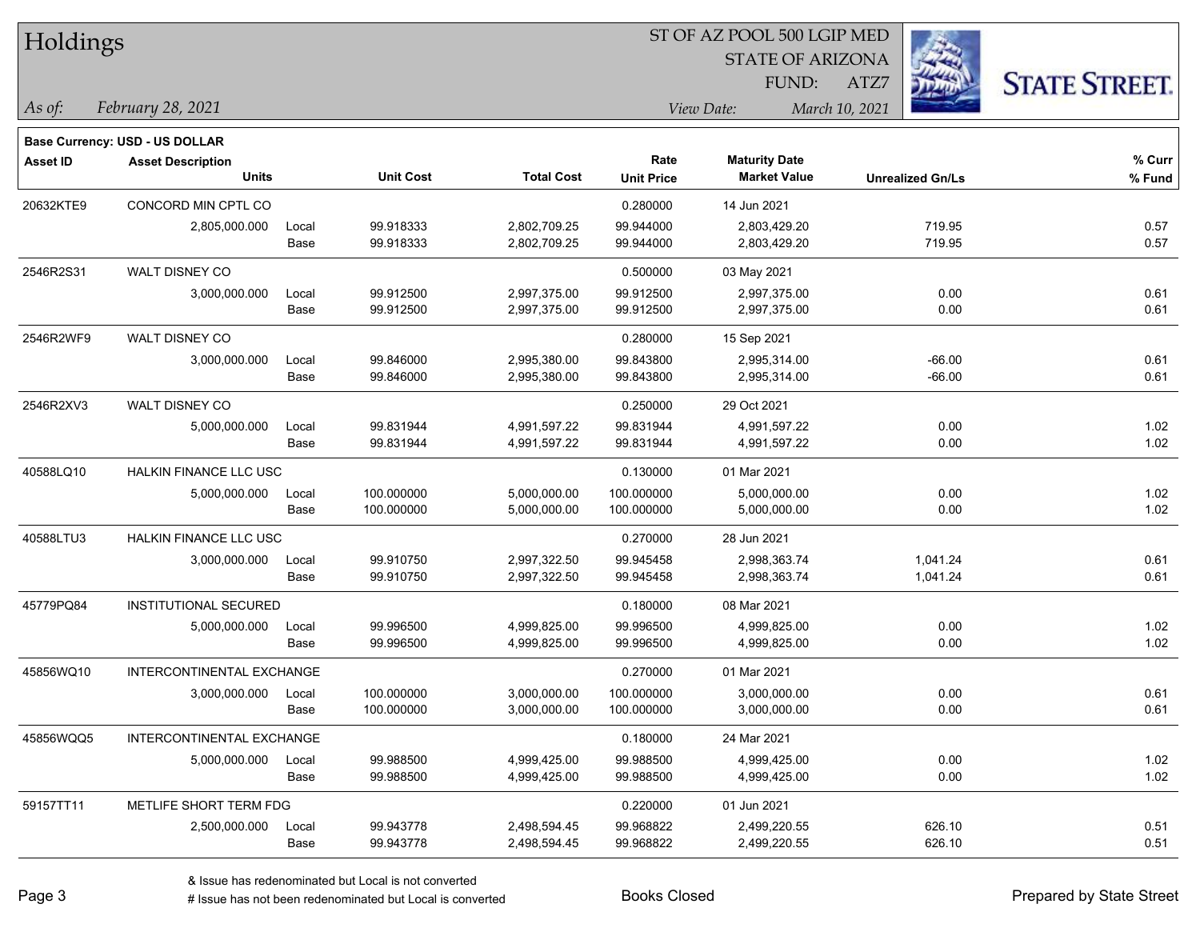# Holdings

ST OF AZ POOL 500 LGIP MED
STATE OF ARIZONA
FUND: ATZ7

*As of:* *February 28, 2021*

*View Date:* *March 10, 2021*

**Base Currency: USD - US DOLLAR**

| Asset ID | Asset Description / Units | | Unit Cost | Total Cost | Rate / Unit Price | Maturity Date / Market Value | Unrealized Gn/Ls | % Curr / % Fund |
|---|---|---|---|---|---|---|---|---|
| 20632KTE9 | CONCORD MIN CPTL CO | | | | 0.280000 | 14 Jun 2021 | | |
| | 2,805,000.000 | Local | 99.918333 | 2,802,709.25 | 99.944000 | 2,803,429.20 | 719.95 | 0.57 |
| | | Base | 99.918333 | 2,802,709.25 | 99.944000 | 2,803,429.20 | 719.95 | 0.57 |
| 2546R2S31 | WALT DISNEY CO | | | | 0.500000 | 03 May 2021 | | |
| | 3,000,000.000 | Local | 99.912500 | 2,997,375.00 | 99.912500 | 2,997,375.00 | 0.00 | 0.61 |
| | | Base | 99.912500 | 2,997,375.00 | 99.912500 | 2,997,375.00 | 0.00 | 0.61 |
| 2546R2WF9 | WALT DISNEY CO | | | | 0.280000 | 15 Sep 2021 | | |
| | 3,000,000.000 | Local | 99.846000 | 2,995,380.00 | 99.843800 | 2,995,314.00 | -66.00 | 0.61 |
| | | Base | 99.846000 | 2,995,380.00 | 99.843800 | 2,995,314.00 | -66.00 | 0.61 |
| 2546R2XV3 | WALT DISNEY CO | | | | 0.250000 | 29 Oct 2021 | | |
| | 5,000,000.000 | Local | 99.831944 | 4,991,597.22 | 99.831944 | 4,991,597.22 | 0.00 | 1.02 |
| | | Base | 99.831944 | 4,991,597.22 | 99.831944 | 4,991,597.22 | 0.00 | 1.02 |
| 40588LQ10 | HALKIN FINANCE LLC USC | | | | 0.130000 | 01 Mar 2021 | | |
| | 5,000,000.000 | Local | 100.000000 | 5,000,000.00 | 100.000000 | 5,000,000.00 | 0.00 | 1.02 |
| | | Base | 100.000000 | 5,000,000.00 | 100.000000 | 5,000,000.00 | 0.00 | 1.02 |
| 40588LTU3 | HALKIN FINANCE LLC USC | | | | 0.270000 | 28 Jun 2021 | | |
| | 3,000,000.000 | Local | 99.910750 | 2,997,322.50 | 99.945458 | 2,998,363.74 | 1,041.24 | 0.61 |
| | | Base | 99.910750 | 2,997,322.50 | 99.945458 | 2,998,363.74 | 1,041.24 | 0.61 |
| 45779PQ84 | INSTITUTIONAL SECURED | | | | 0.180000 | 08 Mar 2021 | | |
| | 5,000,000.000 | Local | 99.996500 | 4,999,825.00 | 99.996500 | 4,999,825.00 | 0.00 | 1.02 |
| | | Base | 99.996500 | 4,999,825.00 | 99.996500 | 4,999,825.00 | 0.00 | 1.02 |
| 45856WQ10 | INTERCONTINENTAL EXCHANGE | | | | 0.270000 | 01 Mar 2021 | | |
| | 3,000,000.000 | Local | 100.000000 | 3,000,000.00 | 100.000000 | 3,000,000.00 | 0.00 | 0.61 |
| | | Base | 100.000000 | 3,000,000.00 | 100.000000 | 3,000,000.00 | 0.00 | 0.61 |
| 45856WQQ5 | INTERCONTINENTAL EXCHANGE | | | | 0.180000 | 24 Mar 2021 | | |
| | 5,000,000.000 | Local | 99.988500 | 4,999,425.00 | 99.988500 | 4,999,425.00 | 0.00 | 1.02 |
| | | Base | 99.988500 | 4,999,425.00 | 99.988500 | 4,999,425.00 | 0.00 | 1.02 |
| 59157TT11 | METLIFE SHORT TERM FDG | | | | 0.220000 | 01 Jun 2021 | | |
| | 2,500,000.000 | Local | 99.943778 | 2,498,594.45 | 99.968822 | 2,499,220.55 | 626.10 | 0.51 |
| | | Base | 99.943778 | 2,498,594.45 | 99.968822 | 2,499,220.55 | 626.10 | 0.51 |

& Issue has redenominated but Local is not converted
# Issue has not been redenominated but Local is converted

Books Closed

Prepared by State Street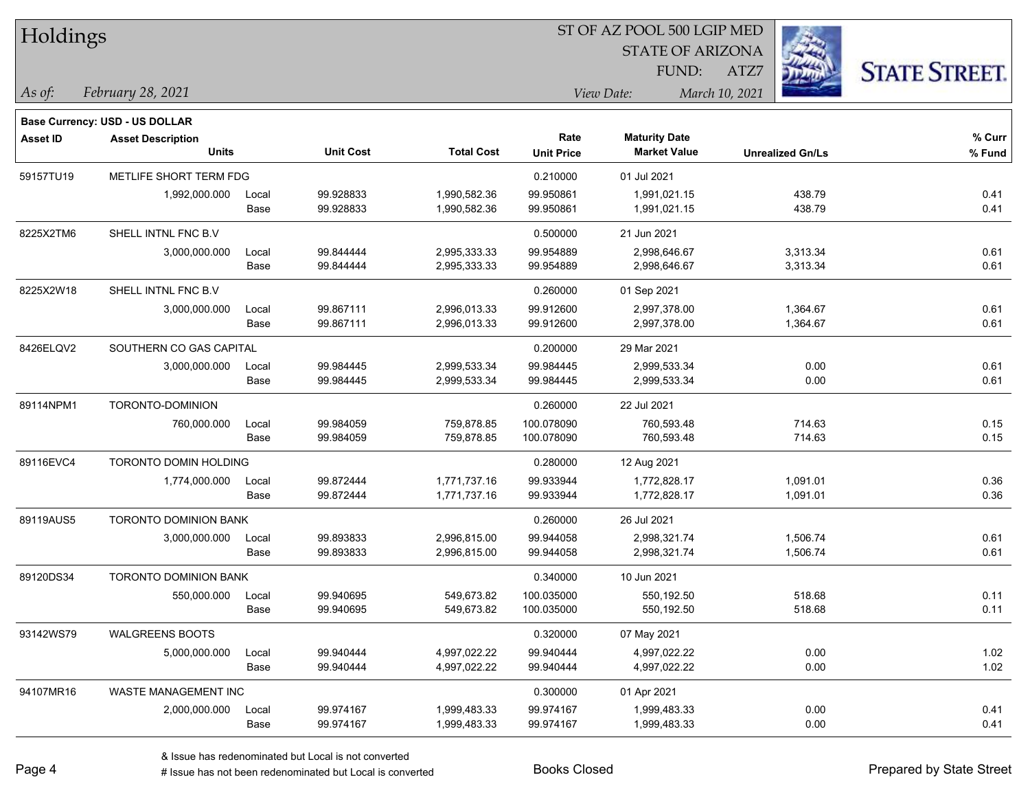# Holdings

ST OF AZ POOL 500 LGIP MED
STATE OF ARIZONA
FUND: ATZ7

*As of:* *February 28, 2021*

*View Date:* *March 10, 2021*

**Base Currency: USD - US DOLLAR**

| Asset ID | Asset Description / Units | | Unit Cost | Total Cost | Rate / Unit Price | Maturity Date / Market Value | Unrealized Gn/Ls | % Curr / % Fund |
|---|---|---|---|---|---|---|---|---|
| 59157TU19 | METLIFE SHORT TERM FDG | | | | 0.210000 | 01 Jul 2021 | | |
| | 1,992,000.000 | Local | 99.928833 | 1,990,582.36 | 99.950861 | 1,991,021.15 | 438.79 | 0.41 |
| | | Base | 99.928833 | 1,990,582.36 | 99.950861 | 1,991,021.15 | 438.79 | 0.41 |
| 8225X2TM6 | SHELL INTNL FNC B.V | | | | 0.500000 | 21 Jun 2021 | | |
| | 3,000,000.000 | Local | 99.844444 | 2,995,333.33 | 99.954889 | 2,998,646.67 | 3,313.34 | 0.61 |
| | | Base | 99.844444 | 2,995,333.33 | 99.954889 | 2,998,646.67 | 3,313.34 | 0.61 |
| 8225X2W18 | SHELL INTNL FNC B.V | | | | 0.260000 | 01 Sep 2021 | | |
| | 3,000,000.000 | Local | 99.867111 | 2,996,013.33 | 99.912600 | 2,997,378.00 | 1,364.67 | 0.61 |
| | | Base | 99.867111 | 2,996,013.33 | 99.912600 | 2,997,378.00 | 1,364.67 | 0.61 |
| 8426ELQV2 | SOUTHERN CO GAS CAPITAL | | | | 0.200000 | 29 Mar 2021 | | |
| | 3,000,000.000 | Local | 99.984445 | 2,999,533.34 | 99.984445 | 2,999,533.34 | 0.00 | 0.61 |
| | | Base | 99.984445 | 2,999,533.34 | 99.984445 | 2,999,533.34 | 0.00 | 0.61 |
| 89114NPM1 | TORONTO-DOMINION | | | | 0.260000 | 22 Jul 2021 | | |
| | 760,000.000 | Local | 99.984059 | 759,878.85 | 100.078090 | 760,593.48 | 714.63 | 0.15 |
| | | Base | 99.984059 | 759,878.85 | 100.078090 | 760,593.48 | 714.63 | 0.15 |
| 89116EVC4 | TORONTO DOMIN HOLDING | | | | 0.280000 | 12 Aug 2021 | | |
| | 1,774,000.000 | Local | 99.872444 | 1,771,737.16 | 99.933944 | 1,772,828.17 | 1,091.01 | 0.36 |
| | | Base | 99.872444 | 1,771,737.16 | 99.933944 | 1,772,828.17 | 1,091.01 | 0.36 |
| 89119AUS5 | TORONTO DOMINION BANK | | | | 0.260000 | 26 Jul 2021 | | |
| | 3,000,000.000 | Local | 99.893833 | 2,996,815.00 | 99.944058 | 2,998,321.74 | 1,506.74 | 0.61 |
| | | Base | 99.893833 | 2,996,815.00 | 99.944058 | 2,998,321.74 | 1,506.74 | 0.61 |
| 89120DS34 | TORONTO DOMINION BANK | | | | 0.340000 | 10 Jun 2021 | | |
| | 550,000.000 | Local | 99.940695 | 549,673.82 | 100.035000 | 550,192.50 | 518.68 | 0.11 |
| | | Base | 99.940695 | 549,673.82 | 100.035000 | 550,192.50 | 518.68 | 0.11 |
| 93142WS79 | WALGREENS BOOTS | | | | 0.320000 | 07 May 2021 | | |
| | 5,000,000.000 | Local | 99.940444 | 4,997,022.22 | 99.940444 | 4,997,022.22 | 0.00 | 1.02 |
| | | Base | 99.940444 | 4,997,022.22 | 99.940444 | 4,997,022.22 | 0.00 | 1.02 |
| 94107MR16 | WASTE MANAGEMENT INC | | | | 0.300000 | 01 Apr 2021 | | |
| | 2,000,000.000 | Local | 99.974167 | 1,999,483.33 | 99.974167 | 1,999,483.33 | 0.00 | 0.41 |
| | | Base | 99.974167 | 1,999,483.33 | 99.974167 | 1,999,483.33 | 0.00 | 0.41 |

& Issue has redenominated but Local is not converted
# Issue has not been redenominated but Local is converted

Books Closed

Prepared by State Street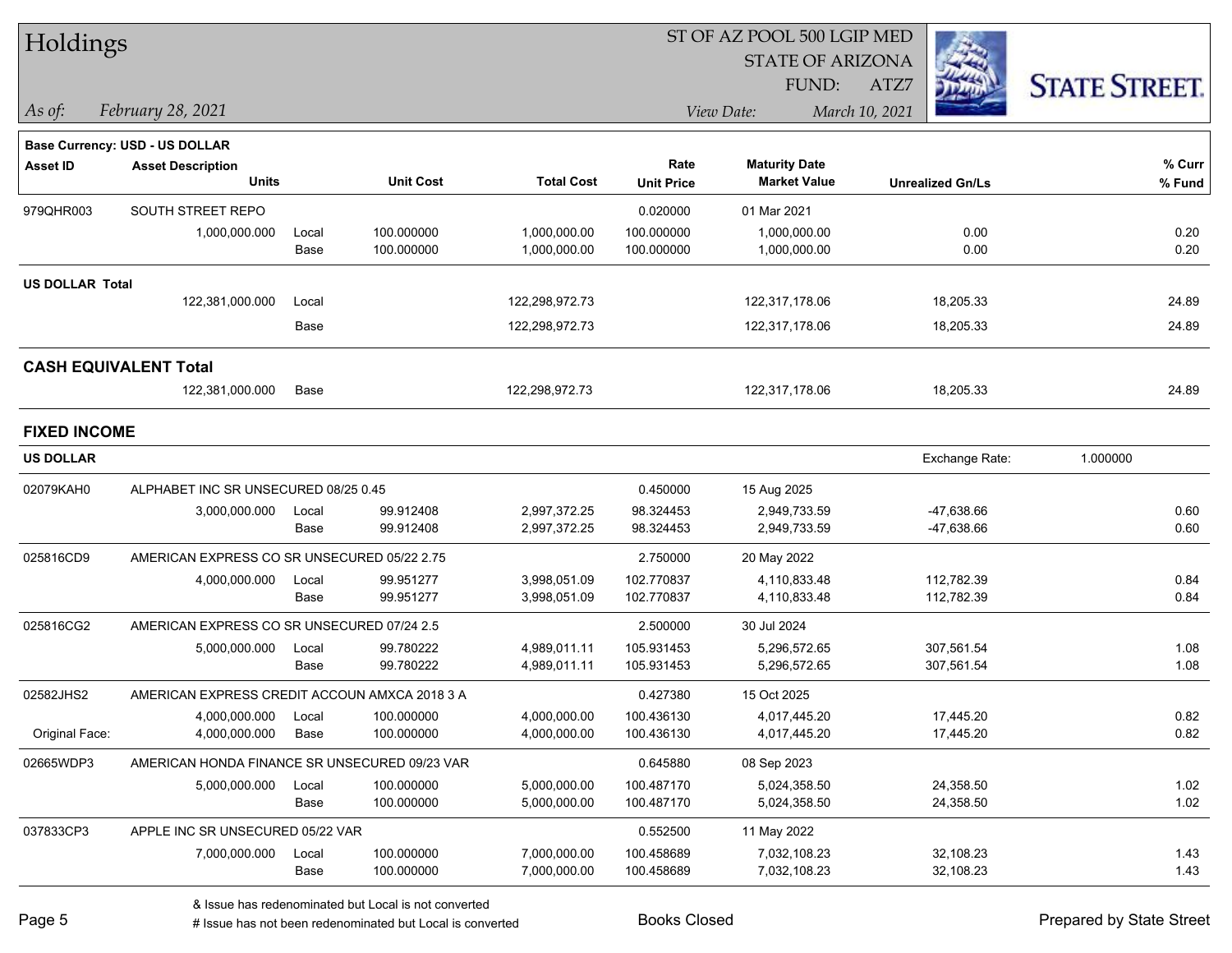# Holdings

ST OF AZ POOL 500 LGIP MED
STATE OF ARIZONA
FUND: ATZ7

*As of: February 28, 2021* | *View Date: March 10, 2021*

**Base Currency: USD - US DOLLAR**

| Asset ID | Asset Description / Units | | Unit Cost | Total Cost | Rate / Unit Price | Maturity Date / Market Value | Unrealized Gn/Ls | % Curr / % Fund |
|---|---|---|---|---|---|---|---|---|
| 979QHR003 | SOUTH STREET REPO | | | | 0.020000 | 01 Mar 2021 | | |
| | 1,000,000.000 | Local | 100.000000 | 1,000,000.00 | 100.000000 | 1,000,000.00 | 0.00 | 0.20 |
| | | Base | 100.000000 | 1,000,000.00 | 100.000000 | 1,000,000.00 | 0.00 | 0.20 |
| **US DOLLAR Total** | | | | | | | | |
| | 122,381,000.000 | Local | | 122,298,972.73 | | 122,317,178.06 | 18,205.33 | 24.89 |
| | | Base | | 122,298,972.73 | | 122,317,178.06 | 18,205.33 | 24.89 |
| **CASH EQUIVALENT Total** | | | | | | | | |
| | 122,381,000.000 | Base | | 122,298,972.73 | | 122,317,178.06 | 18,205.33 | 24.89 |

## FIXED INCOME

**US DOLLAR** — Exchange Rate: 1.000000

| Asset ID | Asset Description / Units | | Unit Cost | Total Cost | Rate / Unit Price | Maturity Date / Market Value | Unrealized Gn/Ls | % Curr / % Fund |
|---|---|---|---|---|---|---|---|---|
| 02079KAH0 | ALPHABET INC SR UNSECURED 08/25 0.45 | | | | 0.450000 | 15 Aug 2025 | | |
| | 3,000,000.000 | Local | 99.912408 | 2,997,372.25 | 98.324453 | 2,949,733.59 | -47,638.66 | 0.60 |
| | | Base | 99.912408 | 2,997,372.25 | 98.324453 | 2,949,733.59 | -47,638.66 | 0.60 |
| 025816CD9 | AMERICAN EXPRESS CO SR UNSECURED 05/22 2.75 | | | | 2.750000 | 20 May 2022 | | |
| | 4,000,000.000 | Local | 99.951277 | 3,998,051.09 | 102.770837 | 4,110,833.48 | 112,782.39 | 0.84 |
| | | Base | 99.951277 | 3,998,051.09 | 102.770837 | 4,110,833.48 | 112,782.39 | 0.84 |
| 025816CG2 | AMERICAN EXPRESS CO SR UNSECURED 07/24 2.5 | | | | 2.500000 | 30 Jul 2024 | | |
| | 5,000,000.000 | Local | 99.780222 | 4,989,011.11 | 105.931453 | 5,296,572.65 | 307,561.54 | 1.08 |
| | | Base | 99.780222 | 4,989,011.11 | 105.931453 | 5,296,572.65 | 307,561.54 | 1.08 |
| 02582JHS2 | AMERICAN EXPRESS CREDIT ACCOUN AMXCA 2018 3 A | | | | 0.427380 | 15 Oct 2025 | | |
| | 4,000,000.000 | Local | 100.000000 | 4,000,000.00 | 100.436130 | 4,017,445.20 | 17,445.20 | 0.82 |
| Original Face: | 4,000,000.000 | Base | 100.000000 | 4,000,000.00 | 100.436130 | 4,017,445.20 | 17,445.20 | 0.82 |
| 02665WDP3 | AMERICAN HONDA FINANCE SR UNSECURED 09/23 VAR | | | | 0.645880 | 08 Sep 2023 | | |
| | 5,000,000.000 | Local | 100.000000 | 5,000,000.00 | 100.487170 | 5,024,358.50 | 24,358.50 | 1.02 |
| | | Base | 100.000000 | 5,000,000.00 | 100.487170 | 5,024,358.50 | 24,358.50 | 1.02 |
| 037833CP3 | APPLE INC SR UNSECURED 05/22 VAR | | | | 0.552500 | 11 May 2022 | | |
| | 7,000,000.000 | Local | 100.000000 | 7,000,000.00 | 100.458689 | 7,032,108.23 | 32,108.23 | 1.43 |
| | | Base | 100.000000 | 7,000,000.00 | 100.458689 | 7,032,108.23 | 32,108.23 | 1.43 |

& Issue has redenominated but Local is not converted
# Issue has not been redenominated but Local is converted

Books Closed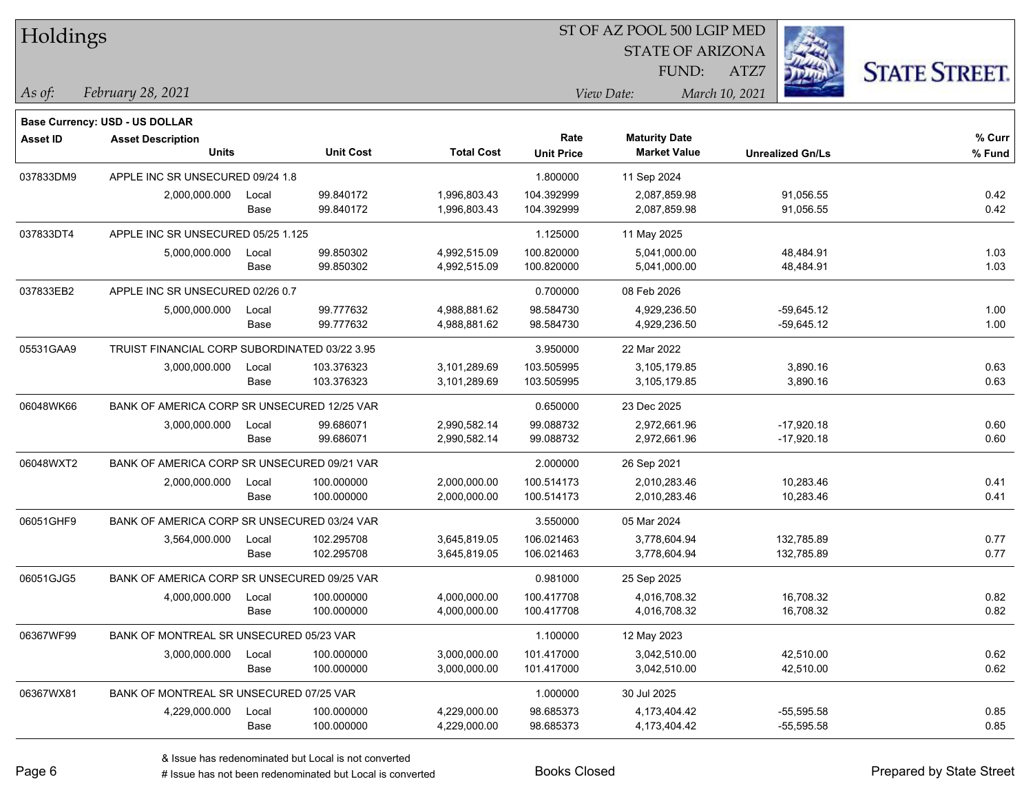# Holdings

ST OF AZ POOL 500 LGIP MED
STATE OF ARIZONA
FUND: ATZ7

*As of:* *February 28, 2021*
*View Date:* *March 10, 2021*

**Base Currency: USD - US DOLLAR**

| Asset ID | Asset Description / Units | | Unit Cost | Total Cost | Rate / Unit Price | Maturity Date / Market Value | Unrealized Gn/Ls | % Curr / % Fund |
|---|---|---|---|---|---|---|---|---|
| 037833DM9 | APPLE INC SR UNSECURED 09/24 1.8 | | | | 1.800000 | 11 Sep 2024 | | |
| | 2,000,000.000 | Local | 99.840172 | 1,996,803.43 | 104.392999 | 2,087,859.98 | 91,056.55 | 0.42 |
| | | Base | 99.840172 | 1,996,803.43 | 104.392999 | 2,087,859.98 | 91,056.55 | 0.42 |
| 037833DT4 | APPLE INC SR UNSECURED 05/25 1.125 | | | | 1.125000 | 11 May 2025 | | |
| | 5,000,000.000 | Local | 99.850302 | 4,992,515.09 | 100.820000 | 5,041,000.00 | 48,484.91 | 1.03 |
| | | Base | 99.850302 | 4,992,515.09 | 100.820000 | 5,041,000.00 | 48,484.91 | 1.03 |
| 037833EB2 | APPLE INC SR UNSECURED 02/26 0.7 | | | | 0.700000 | 08 Feb 2026 | | |
| | 5,000,000.000 | Local | 99.777632 | 4,988,881.62 | 98.584730 | 4,929,236.50 | -59,645.12 | 1.00 |
| | | Base | 99.777632 | 4,988,881.62 | 98.584730 | 4,929,236.50 | -59,645.12 | 1.00 |
| 05531GAA9 | TRUIST FINANCIAL CORP SUBORDINATED 03/22 3.95 | | | | 3.950000 | 22 Mar 2022 | | |
| | 3,000,000.000 | Local | 103.376323 | 3,101,289.69 | 103.505995 | 3,105,179.85 | 3,890.16 | 0.63 |
| | | Base | 103.376323 | 3,101,289.69 | 103.505995 | 3,105,179.85 | 3,890.16 | 0.63 |
| 06048WK66 | BANK OF AMERICA CORP SR UNSECURED 12/25 VAR | | | | 0.650000 | 23 Dec 2025 | | |
| | 3,000,000.000 | Local | 99.686071 | 2,990,582.14 | 99.088732 | 2,972,661.96 | -17,920.18 | 0.60 |
| | | Base | 99.686071 | 2,990,582.14 | 99.088732 | 2,972,661.96 | -17,920.18 | 0.60 |
| 06048WXT2 | BANK OF AMERICA CORP SR UNSECURED 09/21 VAR | | | | 2.000000 | 26 Sep 2021 | | |
| | 2,000,000.000 | Local | 100.000000 | 2,000,000.00 | 100.514173 | 2,010,283.46 | 10,283.46 | 0.41 |
| | | Base | 100.000000 | 2,000,000.00 | 100.514173 | 2,010,283.46 | 10,283.46 | 0.41 |
| 06051GHF9 | BANK OF AMERICA CORP SR UNSECURED 03/24 VAR | | | | 3.550000 | 05 Mar 2024 | | |
| | 3,564,000.000 | Local | 102.295708 | 3,645,819.05 | 106.021463 | 3,778,604.94 | 132,785.89 | 0.77 |
| | | Base | 102.295708 | 3,645,819.05 | 106.021463 | 3,778,604.94 | 132,785.89 | 0.77 |
| 06051GJG5 | BANK OF AMERICA CORP SR UNSECURED 09/25 VAR | | | | 0.981000 | 25 Sep 2025 | | |
| | 4,000,000.000 | Local | 100.000000 | 4,000,000.00 | 100.417708 | 4,016,708.32 | 16,708.32 | 0.82 |
| | | Base | 100.000000 | 4,000,000.00 | 100.417708 | 4,016,708.32 | 16,708.32 | 0.82 |
| 06367WF99 | BANK OF MONTREAL SR UNSECURED 05/23 VAR | | | | 1.100000 | 12 May 2023 | | |
| | 3,000,000.000 | Local | 100.000000 | 3,000,000.00 | 101.417000 | 3,042,510.00 | 42,510.00 | 0.62 |
| | | Base | 100.000000 | 3,000,000.00 | 101.417000 | 3,042,510.00 | 42,510.00 | 0.62 |
| 06367WX81 | BANK OF MONTREAL SR UNSECURED 07/25 VAR | | | | 1.000000 | 30 Jul 2025 | | |
| | 4,229,000.000 | Local | 100.000000 | 4,229,000.00 | 98.685373 | 4,173,404.42 | -55,595.58 | 0.85 |
| | | Base | 100.000000 | 4,229,000.00 | 98.685373 | 4,173,404.42 | -55,595.58 | 0.85 |

& Issue has redenominated but Local is not converted
# Issue has not been redenominated but Local is converted

Books Closed

Prepared by State Street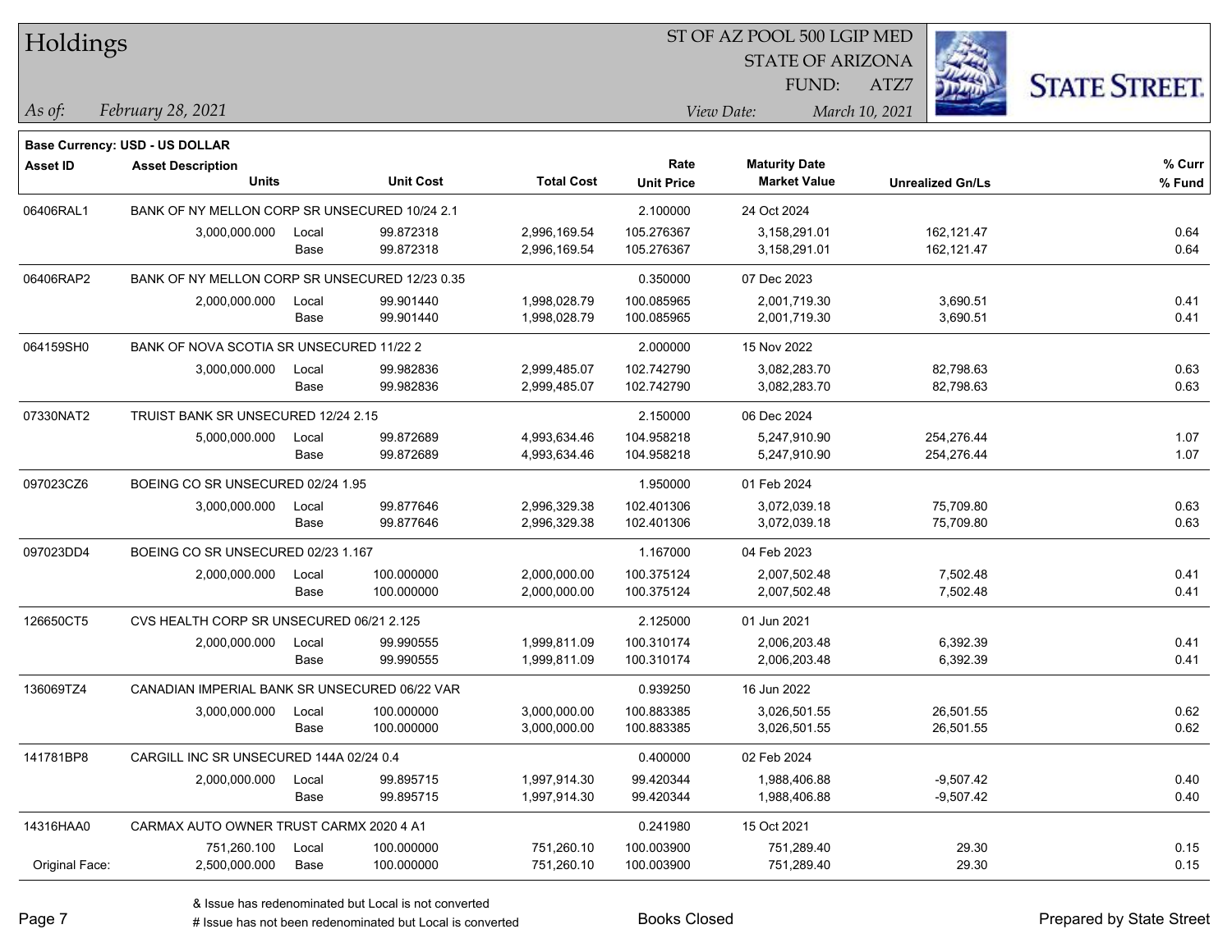# Holdings

ST OF AZ POOL 500 LGIP MED
STATE OF ARIZONA
FUND: ATZ7

*As of:* *February 28, 2021*

*View Date:* *March 10, 2021*

**Base Currency: USD - US DOLLAR**

| Asset ID | Asset Description / Units | | Unit Cost | Total Cost | Rate / Unit Price | Maturity Date / Market Value | Unrealized Gn/Ls | % Curr / % Fund |
|---|---|---|---|---|---|---|---|---|
| 06406RAL1 | BANK OF NY MELLON CORP SR UNSECURED 10/24 2.1 | | | | 2.100000 | 24 Oct 2024 | | |
| | 3,000,000.000 | Local | 99.872318 | 2,996,169.54 | 105.276367 | 3,158,291.01 | 162,121.47 | 0.64 |
| | | Base | 99.872318 | 2,996,169.54 | 105.276367 | 3,158,291.01 | 162,121.47 | 0.64 |
| 06406RAP2 | BANK OF NY MELLON CORP SR UNSECURED 12/23 0.35 | | | | 0.350000 | 07 Dec 2023 | | |
| | 2,000,000.000 | Local | 99.901440 | 1,998,028.79 | 100.085965 | 2,001,719.30 | 3,690.51 | 0.41 |
| | | Base | 99.901440 | 1,998,028.79 | 100.085965 | 2,001,719.30 | 3,690.51 | 0.41 |
| 064159SH0 | BANK OF NOVA SCOTIA SR UNSECURED 11/22 2 | | | | 2.000000 | 15 Nov 2022 | | |
| | 3,000,000.000 | Local | 99.982836 | 2,999,485.07 | 102.742790 | 3,082,283.70 | 82,798.63 | 0.63 |
| | | Base | 99.982836 | 2,999,485.07 | 102.742790 | 3,082,283.70 | 82,798.63 | 0.63 |
| 07330NAT2 | TRUIST BANK SR UNSECURED 12/24 2.15 | | | | 2.150000 | 06 Dec 2024 | | |
| | 5,000,000.000 | Local | 99.872689 | 4,993,634.46 | 104.958218 | 5,247,910.90 | 254,276.44 | 1.07 |
| | | Base | 99.872689 | 4,993,634.46 | 104.958218 | 5,247,910.90 | 254,276.44 | 1.07 |
| 097023CZ6 | BOEING CO SR UNSECURED 02/24 1.95 | | | | 1.950000 | 01 Feb 2024 | | |
| | 3,000,000.000 | Local | 99.877646 | 2,996,329.38 | 102.401306 | 3,072,039.18 | 75,709.80 | 0.63 |
| | | Base | 99.877646 | 2,996,329.38 | 102.401306 | 3,072,039.18 | 75,709.80 | 0.63 |
| 097023DD4 | BOEING CO SR UNSECURED 02/23 1.167 | | | | 1.167000 | 04 Feb 2023 | | |
| | 2,000,000.000 | Local | 100.000000 | 2,000,000.00 | 100.375124 | 2,007,502.48 | 7,502.48 | 0.41 |
| | | Base | 100.000000 | 2,000,000.00 | 100.375124 | 2,007,502.48 | 7,502.48 | 0.41 |
| 126650CT5 | CVS HEALTH CORP SR UNSECURED 06/21 2.125 | | | | 2.125000 | 01 Jun 2021 | | |
| | 2,000,000.000 | Local | 99.990555 | 1,999,811.09 | 100.310174 | 2,006,203.48 | 6,392.39 | 0.41 |
| | | Base | 99.990555 | 1,999,811.09 | 100.310174 | 2,006,203.48 | 6,392.39 | 0.41 |
| 136069TZ4 | CANADIAN IMPERIAL BANK SR UNSECURED 06/22 VAR | | | | 0.939250 | 16 Jun 2022 | | |
| | 3,000,000.000 | Local | 100.000000 | 3,000,000.00 | 100.883385 | 3,026,501.55 | 26,501.55 | 0.62 |
| | | Base | 100.000000 | 3,000,000.00 | 100.883385 | 3,026,501.55 | 26,501.55 | 0.62 |
| 141781BP8 | CARGILL INC SR UNSECURED 144A 02/24 0.4 | | | | 0.400000 | 02 Feb 2024 | | |
| | 2,000,000.000 | Local | 99.895715 | 1,997,914.30 | 99.420344 | 1,988,406.88 | -9,507.42 | 0.40 |
| | | Base | 99.895715 | 1,997,914.30 | 99.420344 | 1,988,406.88 | -9,507.42 | 0.40 |
| 14316HAA0 | CARMAX AUTO OWNER TRUST CARMX 2020 4 A1 | | | | 0.241980 | 15 Oct 2021 | | |
| | 751,260.100 | Local | 100.000000 | 751,260.10 | 100.003900 | 751,289.40 | 29.30 | 0.15 |
| Original Face: | 2,500,000.000 | Base | 100.000000 | 751,260.10 | 100.003900 | 751,289.40 | 29.30 | 0.15 |

& Issue has redenominated but Local is not converted
# Issue has not been redenominated but Local is converted

Books Closed

Prepared by State Street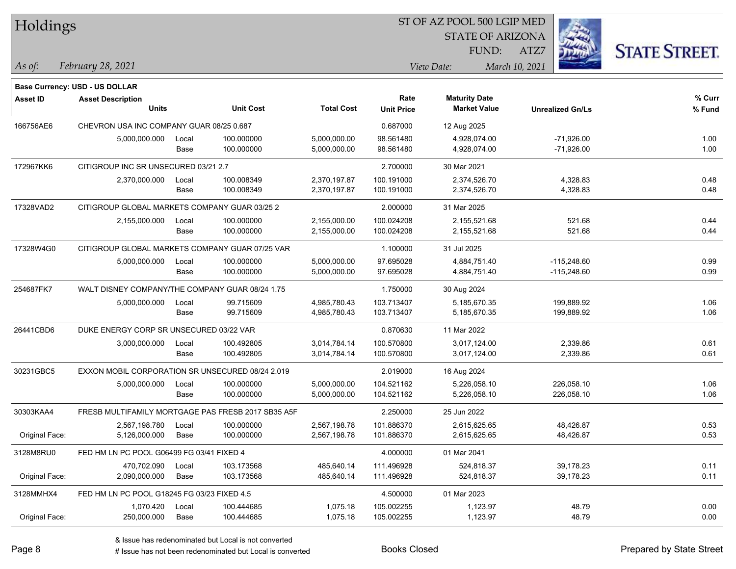# Holdings

ST OF AZ POOL 500 LGIP MED
STATE OF ARIZONA
FUND: ATZ7

*As of: February 28, 2021*

*View Date: March 10, 2021*

**Base Currency: USD - US DOLLAR**

| Asset ID | Asset Description / Units | | Unit Cost | Total Cost | Rate / Unit Price | Maturity Date / Market Value | Unrealized Gn/Ls | % Curr / % Fund |
|---|---|---|---|---|---|---|---|---|
| 166756AE6 | CHEVRON USA INC COMPANY GUAR 08/25 0.687 | | | | 0.687000 | 12 Aug 2025 | | |
| | 5,000,000.000 | Local | 100.000000 | 5,000,000.00 | 98.561480 | 4,928,074.00 | -71,926.00 | 1.00 |
| | | Base | 100.000000 | 5,000,000.00 | 98.561480 | 4,928,074.00 | -71,926.00 | 1.00 |
| 172967KK6 | CITIGROUP INC SR UNSECURED 03/21 2.7 | | | | 2.700000 | 30 Mar 2021 | | |
| | 2,370,000.000 | Local | 100.008349 | 2,370,197.87 | 100.191000 | 2,374,526.70 | 4,328.83 | 0.48 |
| | | Base | 100.008349 | 2,370,197.87 | 100.191000 | 2,374,526.70 | 4,328.83 | 0.48 |
| 17328VAD2 | CITIGROUP GLOBAL MARKETS COMPANY GUAR 03/25 2 | | | | 2.000000 | 31 Mar 2025 | | |
| | 2,155,000.000 | Local | 100.000000 | 2,155,000.00 | 100.024208 | 2,155,521.68 | 521.68 | 0.44 |
| | | Base | 100.000000 | 2,155,000.00 | 100.024208 | 2,155,521.68 | 521.68 | 0.44 |
| 17328W4G0 | CITIGROUP GLOBAL MARKETS COMPANY GUAR 07/25 VAR | | | | 1.100000 | 31 Jul 2025 | | |
| | 5,000,000.000 | Local | 100.000000 | 5,000,000.00 | 97.695028 | 4,884,751.40 | -115,248.60 | 0.99 |
| | | Base | 100.000000 | 5,000,000.00 | 97.695028 | 4,884,751.40 | -115,248.60 | 0.99 |
| 254687FK7 | WALT DISNEY COMPANY/THE COMPANY GUAR 08/24 1.75 | | | | 1.750000 | 30 Aug 2024 | | |
| | 5,000,000.000 | Local | 99.715609 | 4,985,780.43 | 103.713407 | 5,185,670.35 | 199,889.92 | 1.06 |
| | | Base | 99.715609 | 4,985,780.43 | 103.713407 | 5,185,670.35 | 199,889.92 | 1.06 |
| 26441CBD6 | DUKE ENERGY CORP SR UNSECURED 03/22 VAR | | | | 0.870630 | 11 Mar 2022 | | |
| | 3,000,000.000 | Local | 100.492805 | 3,014,784.14 | 100.570800 | 3,017,124.00 | 2,339.86 | 0.61 |
| | | Base | 100.492805 | 3,014,784.14 | 100.570800 | 3,017,124.00 | 2,339.86 | 0.61 |
| 30231GBC5 | EXXON MOBIL CORPORATION SR UNSECURED 08/24 2.019 | | | | 2.019000 | 16 Aug 2024 | | |
| | 5,000,000.000 | Local | 100.000000 | 5,000,000.00 | 104.521162 | 5,226,058.10 | 226,058.10 | 1.06 |
| | | Base | 100.000000 | 5,000,000.00 | 104.521162 | 5,226,058.10 | 226,058.10 | 1.06 |
| 30303KAA4 | FRESB MULTIFAMILY MORTGAGE PAS FRESB 2017 SB35 A5F | | | | 2.250000 | 25 Jun 2022 | | |
| | 2,567,198.780 | Local | 100.000000 | 2,567,198.78 | 101.886370 | 2,615,625.65 | 48,426.87 | 0.53 |
| Original Face: | 5,126,000.000 | Base | 100.000000 | 2,567,198.78 | 101.886370 | 2,615,625.65 | 48,426.87 | 0.53 |
| 3128M8RU0 | FED HM LN PC POOL G06499 FG 03/41 FIXED 4 | | | | 4.000000 | 01 Mar 2041 | | |
| | 470,702.090 | Local | 103.173568 | 485,640.14 | 111.496928 | 524,818.37 | 39,178.23 | 0.11 |
| Original Face: | 2,090,000.000 | Base | 103.173568 | 485,640.14 | 111.496928 | 524,818.37 | 39,178.23 | 0.11 |
| 3128MMHX4 | FED HM LN PC POOL G18245 FG 03/23 FIXED 4.5 | | | | 4.500000 | 01 Mar 2023 | | |
| | 1,070.420 | Local | 100.444685 | 1,075.18 | 105.002255 | 1,123.97 | 48.79 | 0.00 |
| Original Face: | 250,000.000 | Base | 100.444685 | 1,075.18 | 105.002255 | 1,123.97 | 48.79 | 0.00 |

& Issue has redenominated but Local is not converted
# Issue has not been redenominated but Local is converted

Books Closed

Prepared by State Street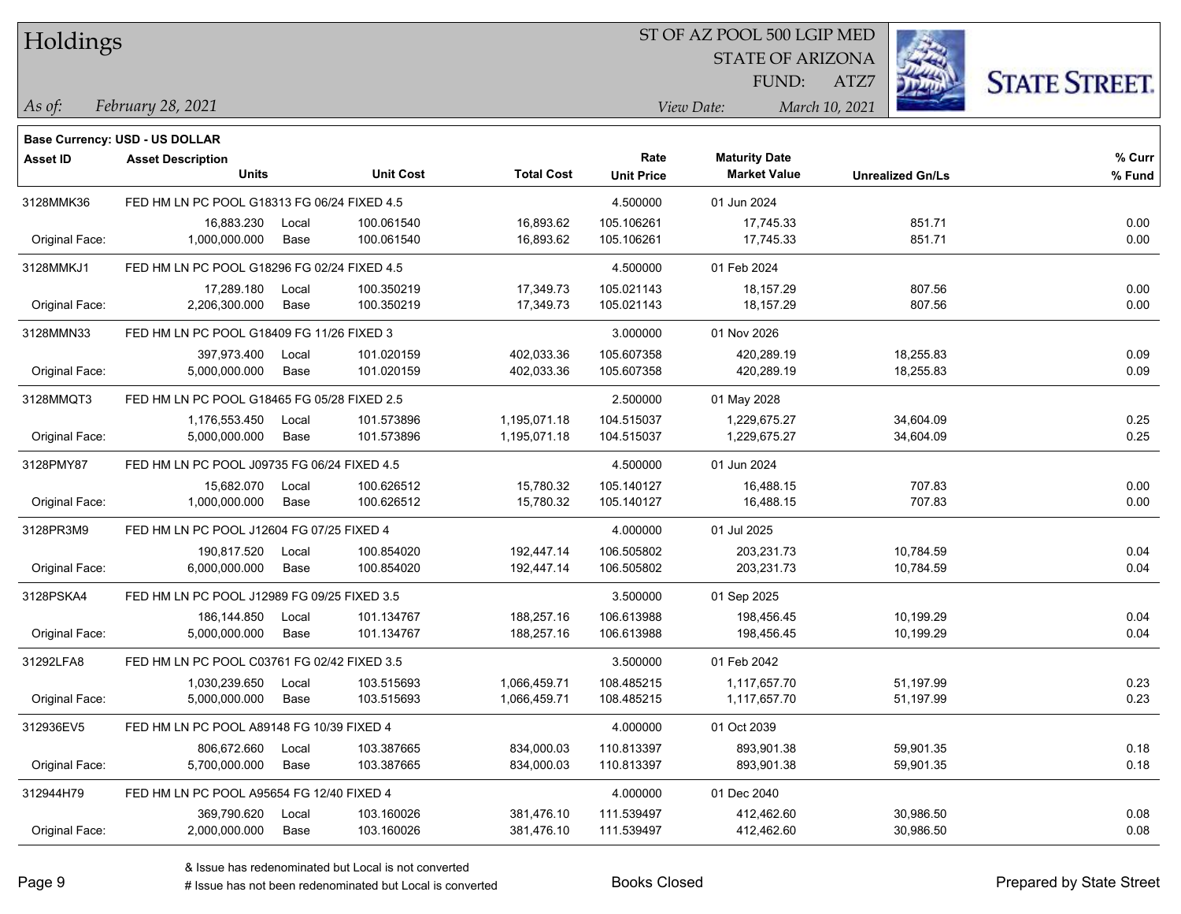# Holdings

ST OF AZ POOL 500 LGIP MED
STATE OF ARIZONA
FUND: ATZ7

*As of: February 28, 2021*

*View Date: March 10, 2021*

**Base Currency: USD - US DOLLAR**

| Asset ID | Asset Description / Units | | Unit Cost | Total Cost | Rate / Unit Price | Maturity Date / Market Value | Unrealized Gn/Ls | % Curr / % Fund |
|---|---|---|---|---|---|---|---|---|
| 3128MMK36 | FED HM LN PC POOL G18313 FG 06/24 FIXED 4.5 | | | | 4.500000 | 01 Jun 2024 | | |
| | 16,883.230 | Local | 100.061540 | 16,893.62 | 105.106261 | 17,745.33 | 851.71 | 0.00 |
| Original Face: | 1,000,000.000 | Base | 100.061540 | 16,893.62 | 105.106261 | 17,745.33 | 851.71 | 0.00 |
| 3128MMKJ1 | FED HM LN PC POOL G18296 FG 02/24 FIXED 4.5 | | | | 4.500000 | 01 Feb 2024 | | |
| | 17,289.180 | Local | 100.350219 | 17,349.73 | 105.021143 | 18,157.29 | 807.56 | 0.00 |
| Original Face: | 2,206,300.000 | Base | 100.350219 | 17,349.73 | 105.021143 | 18,157.29 | 807.56 | 0.00 |
| 3128MMN33 | FED HM LN PC POOL G18409 FG 11/26 FIXED 3 | | | | 3.000000 | 01 Nov 2026 | | |
| | 397,973.400 | Local | 101.020159 | 402,033.36 | 105.607358 | 420,289.19 | 18,255.83 | 0.09 |
| Original Face: | 5,000,000.000 | Base | 101.020159 | 402,033.36 | 105.607358 | 420,289.19 | 18,255.83 | 0.09 |
| 3128MMQT3 | FED HM LN PC POOL G18465 FG 05/28 FIXED 2.5 | | | | 2.500000 | 01 May 2028 | | |
| | 1,176,553.450 | Local | 101.573896 | 1,195,071.18 | 104.515037 | 1,229,675.27 | 34,604.09 | 0.25 |
| Original Face: | 5,000,000.000 | Base | 101.573896 | 1,195,071.18 | 104.515037 | 1,229,675.27 | 34,604.09 | 0.25 |
| 3128PMY87 | FED HM LN PC POOL J09735 FG 06/24 FIXED 4.5 | | | | 4.500000 | 01 Jun 2024 | | |
| | 15,682.070 | Local | 100.626512 | 15,780.32 | 105.140127 | 16,488.15 | 707.83 | 0.00 |
| Original Face: | 1,000,000.000 | Base | 100.626512 | 15,780.32 | 105.140127 | 16,488.15 | 707.83 | 0.00 |
| 3128PR3M9 | FED HM LN PC POOL J12604 FG 07/25 FIXED 4 | | | | 4.000000 | 01 Jul 2025 | | |
| | 190,817.520 | Local | 100.854020 | 192,447.14 | 106.505802 | 203,231.73 | 10,784.59 | 0.04 |
| Original Face: | 6,000,000.000 | Base | 100.854020 | 192,447.14 | 106.505802 | 203,231.73 | 10,784.59 | 0.04 |
| 3128PSKA4 | FED HM LN PC POOL J12989 FG 09/25 FIXED 3.5 | | | | 3.500000 | 01 Sep 2025 | | |
| | 186,144.850 | Local | 101.134767 | 188,257.16 | 106.613988 | 198,456.45 | 10,199.29 | 0.04 |
| Original Face: | 5,000,000.000 | Base | 101.134767 | 188,257.16 | 106.613988 | 198,456.45 | 10,199.29 | 0.04 |
| 31292LFA8 | FED HM LN PC POOL C03761 FG 02/42 FIXED 3.5 | | | | 3.500000 | 01 Feb 2042 | | |
| | 1,030,239.650 | Local | 103.515693 | 1,066,459.71 | 108.485215 | 1,117,657.70 | 51,197.99 | 0.23 |
| Original Face: | 5,000,000.000 | Base | 103.515693 | 1,066,459.71 | 108.485215 | 1,117,657.70 | 51,197.99 | 0.23 |
| 312936EV5 | FED HM LN PC POOL A89148 FG 10/39 FIXED 4 | | | | 4.000000 | 01 Oct 2039 | | |
| | 806,672.660 | Local | 103.387665 | 834,000.03 | 110.813397 | 893,901.38 | 59,901.35 | 0.18 |
| Original Face: | 5,700,000.000 | Base | 103.387665 | 834,000.03 | 110.813397 | 893,901.38 | 59,901.35 | 0.18 |
| 312944H79 | FED HM LN PC POOL A95654 FG 12/40 FIXED 4 | | | | 4.000000 | 01 Dec 2040 | | |
| | 369,790.620 | Local | 103.160026 | 381,476.10 | 111.539497 | 412,462.60 | 30,986.50 | 0.08 |
| Original Face: | 2,000,000.000 | Base | 103.160026 | 381,476.10 | 111.539497 | 412,462.60 | 30,986.50 | 0.08 |

& Issue has redenominated but Local is not converted

# Issue has not been redenominated but Local is converted

Books Closed

Prepared by State Street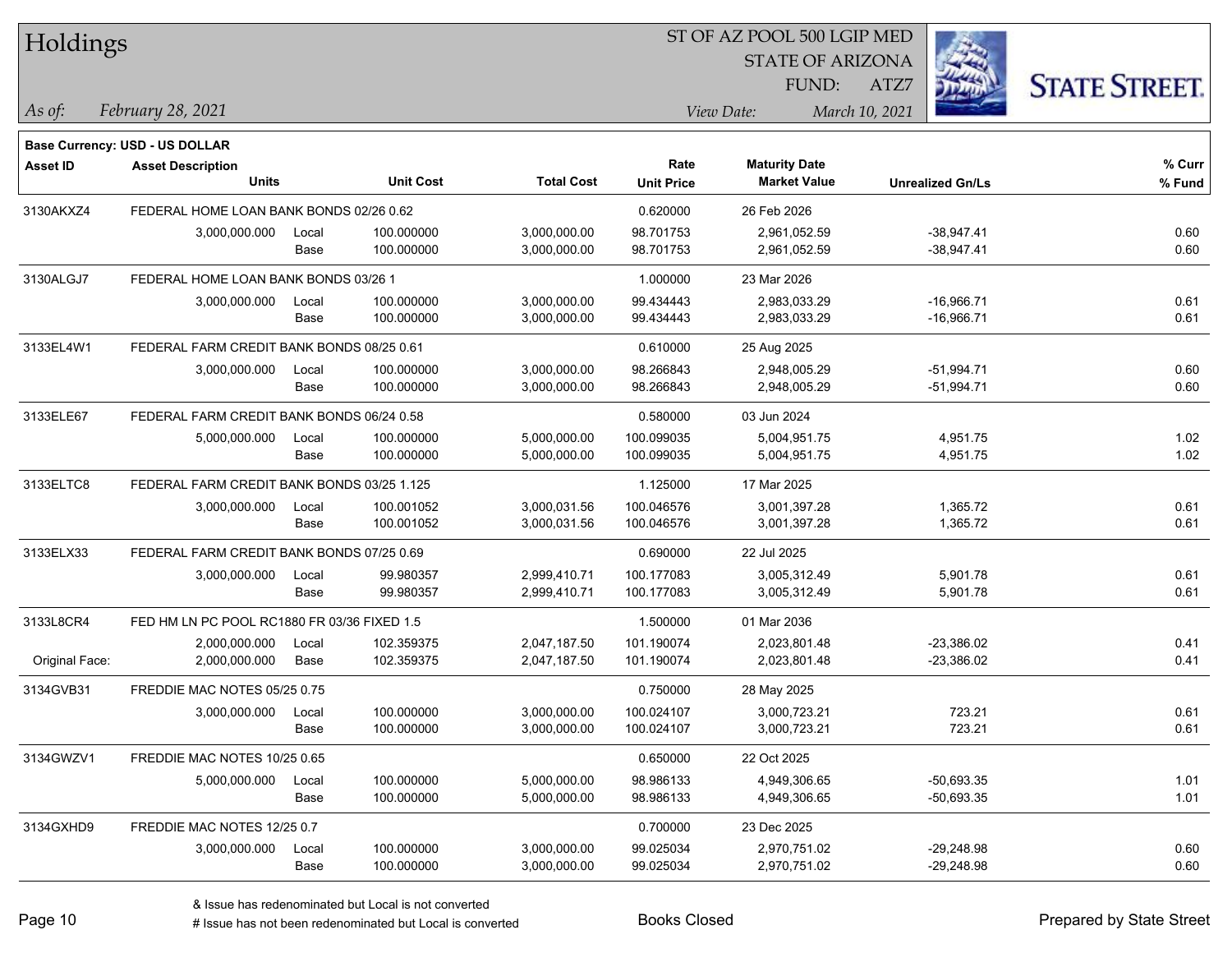# Holdings

ST OF AZ POOL 500 LGIP MED
STATE OF ARIZONA
FUND: ATZ7

*As of:* *February 28, 2021*
*View Date:* *March 10, 2021*

**Base Currency: USD - US DOLLAR**

| Asset ID | Asset Description / Units | | Unit Cost | Total Cost | Rate / Unit Price | Maturity Date / Market Value | Unrealized Gn/Ls | % Curr / % Fund |
|---|---|---|---|---|---|---|---|---|
| 3130AKXZ4 | FEDERAL HOME LOAN BANK BONDS 02/26 0.62 | | | | 0.620000 | 26 Feb 2026 | | |
| | 3,000,000.000 | Local | 100.000000 | 3,000,000.00 | 98.701753 | 2,961,052.59 | -38,947.41 | 0.60 |
| | | Base | 100.000000 | 3,000,000.00 | 98.701753 | 2,961,052.59 | -38,947.41 | 0.60 |
| 3130ALGJ7 | FEDERAL HOME LOAN BANK BONDS 03/26 1 | | | | 1.000000 | 23 Mar 2026 | | |
| | 3,000,000.000 | Local | 100.000000 | 3,000,000.00 | 99.434443 | 2,983,033.29 | -16,966.71 | 0.61 |
| | | Base | 100.000000 | 3,000,000.00 | 99.434443 | 2,983,033.29 | -16,966.71 | 0.61 |
| 3133EL4W1 | FEDERAL FARM CREDIT BANK BONDS 08/25 0.61 | | | | 0.610000 | 25 Aug 2025 | | |
| | 3,000,000.000 | Local | 100.000000 | 3,000,000.00 | 98.266843 | 2,948,005.29 | -51,994.71 | 0.60 |
| | | Base | 100.000000 | 3,000,000.00 | 98.266843 | 2,948,005.29 | -51,994.71 | 0.60 |
| 3133ELE67 | FEDERAL FARM CREDIT BANK BONDS 06/24 0.58 | | | | 0.580000 | 03 Jun 2024 | | |
| | 5,000,000.000 | Local | 100.000000 | 5,000,000.00 | 100.099035 | 5,004,951.75 | 4,951.75 | 1.02 |
| | | Base | 100.000000 | 5,000,000.00 | 100.099035 | 5,004,951.75 | 4,951.75 | 1.02 |
| 3133ELTC8 | FEDERAL FARM CREDIT BANK BONDS 03/25 1.125 | | | | 1.125000 | 17 Mar 2025 | | |
| | 3,000,000.000 | Local | 100.001052 | 3,000,031.56 | 100.046576 | 3,001,397.28 | 1,365.72 | 0.61 |
| | | Base | 100.001052 | 3,000,031.56 | 100.046576 | 3,001,397.28 | 1,365.72 | 0.61 |
| 3133ELX33 | FEDERAL FARM CREDIT BANK BONDS 07/25 0.69 | | | | 0.690000 | 22 Jul 2025 | | |
| | 3,000,000.000 | Local | 99.980357 | 2,999,410.71 | 100.177083 | 3,005,312.49 | 5,901.78 | 0.61 |
| | | Base | 99.980357 | 2,999,410.71 | 100.177083 | 3,005,312.49 | 5,901.78 | 0.61 |
| 3133L8CR4 | FED HM LN PC POOL RC1880 FR 03/36 FIXED 1.5 | | | | 1.500000 | 01 Mar 2036 | | |
| | 2,000,000.000 | Local | 102.359375 | 2,047,187.50 | 101.190074 | 2,023,801.48 | -23,386.02 | 0.41 |
| Original Face: | 2,000,000.000 | Base | 102.359375 | 2,047,187.50 | 101.190074 | 2,023,801.48 | -23,386.02 | 0.41 |
| 3134GVB31 | FREDDIE MAC NOTES 05/25 0.75 | | | | 0.750000 | 28 May 2025 | | |
| | 3,000,000.000 | Local | 100.000000 | 3,000,000.00 | 100.024107 | 3,000,723.21 | 723.21 | 0.61 |
| | | Base | 100.000000 | 3,000,000.00 | 100.024107 | 3,000,723.21 | 723.21 | 0.61 |
| 3134GWZV1 | FREDDIE MAC NOTES 10/25 0.65 | | | | 0.650000 | 22 Oct 2025 | | |
| | 5,000,000.000 | Local | 100.000000 | 5,000,000.00 | 98.986133 | 4,949,306.65 | -50,693.35 | 1.01 |
| | | Base | 100.000000 | 5,000,000.00 | 98.986133 | 4,949,306.65 | -50,693.35 | 1.01 |
| 3134GXHD9 | FREDDIE MAC NOTES 12/25 0.7 | | | | 0.700000 | 23 Dec 2025 | | |
| | 3,000,000.000 | Local | 100.000000 | 3,000,000.00 | 99.025034 | 2,970,751.02 | -29,248.98 | 0.60 |
| | | Base | 100.000000 | 3,000,000.00 | 99.025034 | 2,970,751.02 | -29,248.98 | 0.60 |

& Issue has redenominated but Local is not converted
# Issue has not been redenominated but Local is converted

Books Closed

Prepared by State Street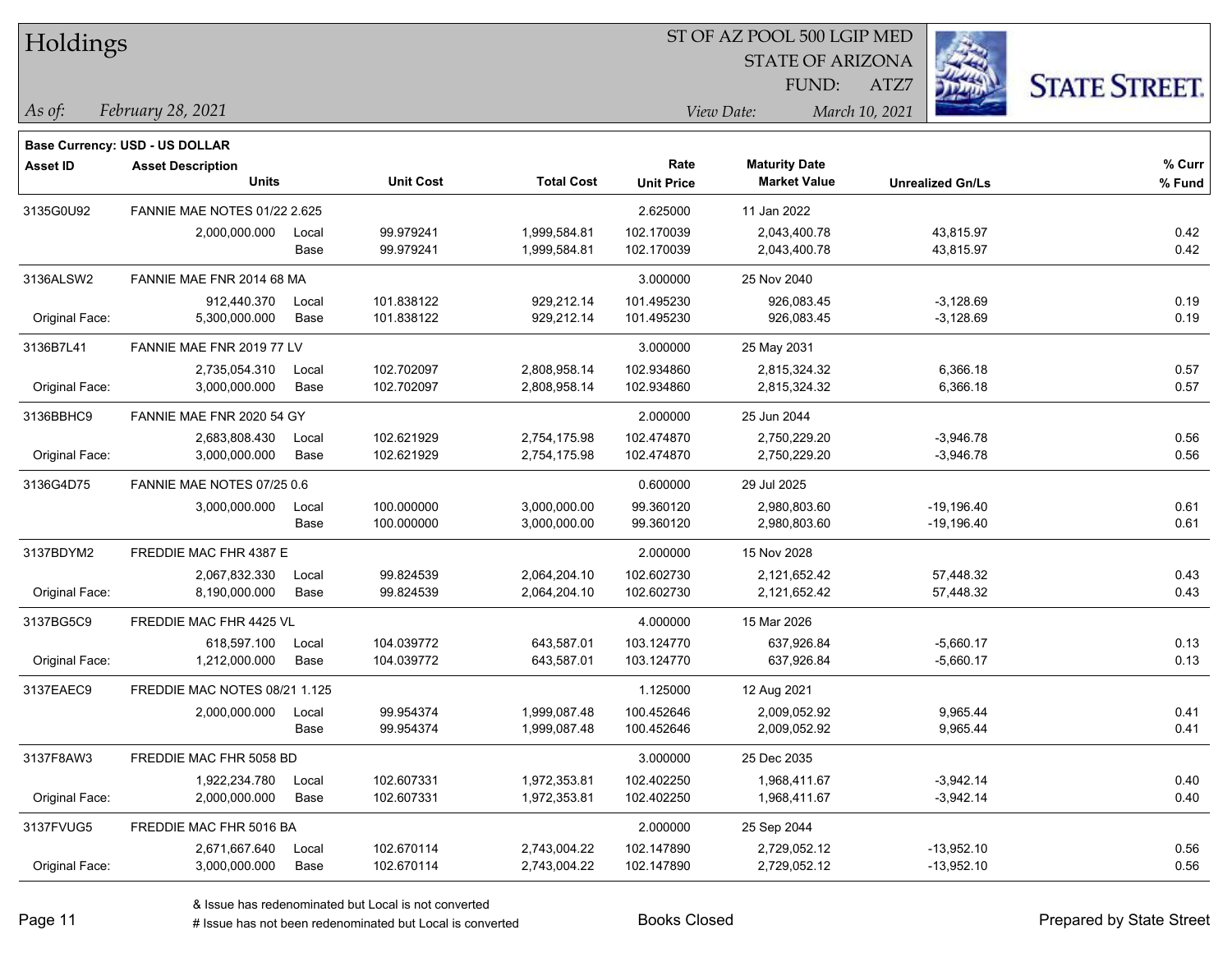# Holdings

ST OF AZ POOL 500 LGIP MED
STATE OF ARIZONA
FUND: ATZ7

*As of: February 28, 2021*

*View Date: March 10, 2021*

**Base Currency: USD - US DOLLAR**

| Asset ID | Asset Description / Units | | Unit Cost | Total Cost | Rate / Unit Price | Maturity Date / Market Value | Unrealized Gn/Ls | % Curr / % Fund |
|---|---|---|---|---|---|---|---|---|
| 3135G0U92 | FANNIE MAE NOTES 01/22 2.625 | | | | 2.625000 | 11 Jan 2022 | | |
| | 2,000,000.000 | Local | 99.979241 | 1,999,584.81 | 102.170039 | 2,043,400.78 | 43,815.97 | 0.42 |
| | | Base | 99.979241 | 1,999,584.81 | 102.170039 | 2,043,400.78 | 43,815.97 | 0.42 |
| 3136ALSW2 | FANNIE MAE FNR 2014 68 MA | | | | 3.000000 | 25 Nov 2040 | | |
| | 912,440.370 | Local | 101.838122 | 929,212.14 | 101.495230 | 926,083.45 | -3,128.69 | 0.19 |
| Original Face: | 5,300,000.000 | Base | 101.838122 | 929,212.14 | 101.495230 | 926,083.45 | -3,128.69 | 0.19 |
| 3136B7L41 | FANNIE MAE FNR 2019 77 LV | | | | 3.000000 | 25 May 2031 | | |
| | 2,735,054.310 | Local | 102.702097 | 2,808,958.14 | 102.934860 | 2,815,324.32 | 6,366.18 | 0.57 |
| Original Face: | 3,000,000.000 | Base | 102.702097 | 2,808,958.14 | 102.934860 | 2,815,324.32 | 6,366.18 | 0.57 |
| 3136BBHC9 | FANNIE MAE FNR 2020 54 GY | | | | 2.000000 | 25 Jun 2044 | | |
| | 2,683,808.430 | Local | 102.621929 | 2,754,175.98 | 102.474870 | 2,750,229.20 | -3,946.78 | 0.56 |
| Original Face: | 3,000,000.000 | Base | 102.621929 | 2,754,175.98 | 102.474870 | 2,750,229.20 | -3,946.78 | 0.56 |
| 3136G4D75 | FANNIE MAE NOTES 07/25 0.6 | | | | 0.600000 | 29 Jul 2025 | | |
| | 3,000,000.000 | Local | 100.000000 | 3,000,000.00 | 99.360120 | 2,980,803.60 | -19,196.40 | 0.61 |
| | | Base | 100.000000 | 3,000,000.00 | 99.360120 | 2,980,803.60 | -19,196.40 | 0.61 |
| 3137BDYM2 | FREDDIE MAC FHR 4387 E | | | | 2.000000 | 15 Nov 2028 | | |
| | 2,067,832.330 | Local | 99.824539 | 2,064,204.10 | 102.602730 | 2,121,652.42 | 57,448.32 | 0.43 |
| Original Face: | 8,190,000.000 | Base | 99.824539 | 2,064,204.10 | 102.602730 | 2,121,652.42 | 57,448.32 | 0.43 |
| 3137BG5C9 | FREDDIE MAC FHR 4425 VL | | | | 4.000000 | 15 Mar 2026 | | |
| | 618,597.100 | Local | 104.039772 | 643,587.01 | 103.124770 | 637,926.84 | -5,660.17 | 0.13 |
| Original Face: | 1,212,000.000 | Base | 104.039772 | 643,587.01 | 103.124770 | 637,926.84 | -5,660.17 | 0.13 |
| 3137EAEC9 | FREDDIE MAC NOTES 08/21 1.125 | | | | 1.125000 | 12 Aug 2021 | | |
| | 2,000,000.000 | Local | 99.954374 | 1,999,087.48 | 100.452646 | 2,009,052.92 | 9,965.44 | 0.41 |
| | | Base | 99.954374 | 1,999,087.48 | 100.452646 | 2,009,052.92 | 9,965.44 | 0.41 |
| 3137F8AW3 | FREDDIE MAC FHR 5058 BD | | | | 3.000000 | 25 Dec 2035 | | |
| | 1,922,234.780 | Local | 102.607331 | 1,972,353.81 | 102.402250 | 1,968,411.67 | -3,942.14 | 0.40 |
| Original Face: | 2,000,000.000 | Base | 102.607331 | 1,972,353.81 | 102.402250 | 1,968,411.67 | -3,942.14 | 0.40 |
| 3137FVUG5 | FREDDIE MAC FHR 5016 BA | | | | 2.000000 | 25 Sep 2044 | | |
| | 2,671,667.640 | Local | 102.670114 | 2,743,004.22 | 102.147890 | 2,729,052.12 | -13,952.10 | 0.56 |
| Original Face: | 3,000,000.000 | Base | 102.670114 | 2,743,004.22 | 102.147890 | 2,729,052.12 | -13,952.10 | 0.56 |

& Issue has redenominated but Local is not converted
# Issue has not been redenominated but Local is converted

Books Closed

Prepared by State Street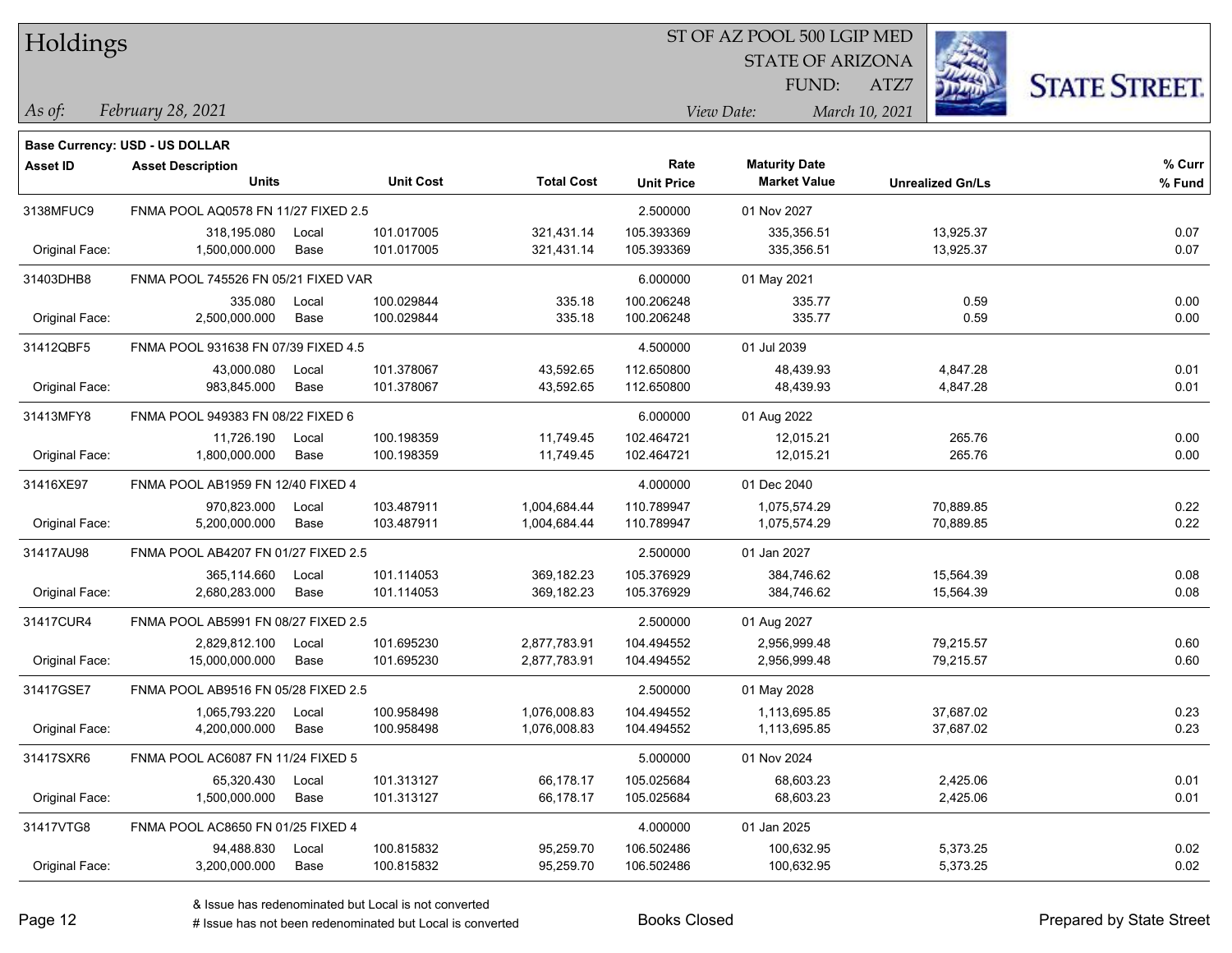# Holdings

ST OF AZ POOL 500 LGIP MED
STATE OF ARIZONA
FUND: ATZ7

*As of:* *February 28, 2021*

*View Date:* *March 10, 2021*

**Base Currency: USD - US DOLLAR**

| Asset ID | Asset Description / Units | | Unit Cost | Total Cost | Rate / Unit Price | Maturity Date / Market Value | Unrealized Gn/Ls | % Curr / % Fund |
|---|---|---|---|---|---|---|---|---|
| 3138MFUC9 | FNMA POOL AQ0578 FN 11/27 FIXED 2.5 | | | | 2.500000 | 01 Nov 2027 | | |
| | 318,195.080 | Local | 101.017005 | 321,431.14 | 105.393369 | 335,356.51 | 13,925.37 | 0.07 |
| Original Face: | 1,500,000.000 | Base | 101.017005 | 321,431.14 | 105.393369 | 335,356.51 | 13,925.37 | 0.07 |
| 31403DHB8 | FNMA POOL 745526 FN 05/21 FIXED VAR | | | | 6.000000 | 01 May 2021 | | |
| | 335.080 | Local | 100.029844 | 335.18 | 100.206248 | 335.77 | 0.59 | 0.00 |
| Original Face: | 2,500,000.000 | Base | 100.029844 | 335.18 | 100.206248 | 335.77 | 0.59 | 0.00 |
| 31412QBF5 | FNMA POOL 931638 FN 07/39 FIXED 4.5 | | | | 4.500000 | 01 Jul 2039 | | |
| | 43,000.080 | Local | 101.378067 | 43,592.65 | 112.650800 | 48,439.93 | 4,847.28 | 0.01 |
| Original Face: | 983,845.000 | Base | 101.378067 | 43,592.65 | 112.650800 | 48,439.93 | 4,847.28 | 0.01 |
| 31413MFY8 | FNMA POOL 949383 FN 08/22 FIXED 6 | | | | 6.000000 | 01 Aug 2022 | | |
| | 11,726.190 | Local | 100.198359 | 11,749.45 | 102.464721 | 12,015.21 | 265.76 | 0.00 |
| Original Face: | 1,800,000.000 | Base | 100.198359 | 11,749.45 | 102.464721 | 12,015.21 | 265.76 | 0.00 |
| 31416XE97 | FNMA POOL AB1959 FN 12/40 FIXED 4 | | | | 4.000000 | 01 Dec 2040 | | |
| | 970,823.000 | Local | 103.487911 | 1,004,684.44 | 110.789947 | 1,075,574.29 | 70,889.85 | 0.22 |
| Original Face: | 5,200,000.000 | Base | 103.487911 | 1,004,684.44 | 110.789947 | 1,075,574.29 | 70,889.85 | 0.22 |
| 31417AU98 | FNMA POOL AB4207 FN 01/27 FIXED 2.5 | | | | 2.500000 | 01 Jan 2027 | | |
| | 365,114.660 | Local | 101.114053 | 369,182.23 | 105.376929 | 384,746.62 | 15,564.39 | 0.08 |
| Original Face: | 2,680,283.000 | Base | 101.114053 | 369,182.23 | 105.376929 | 384,746.62 | 15,564.39 | 0.08 |
| 31417CUR4 | FNMA POOL AB5991 FN 08/27 FIXED 2.5 | | | | 2.500000 | 01 Aug 2027 | | |
| | 2,829,812.100 | Local | 101.695230 | 2,877,783.91 | 104.494552 | 2,956,999.48 | 79,215.57 | 0.60 |
| Original Face: | 15,000,000.000 | Base | 101.695230 | 2,877,783.91 | 104.494552 | 2,956,999.48 | 79,215.57 | 0.60 |
| 31417GSE7 | FNMA POOL AB9516 FN 05/28 FIXED 2.5 | | | | 2.500000 | 01 May 2028 | | |
| | 1,065,793.220 | Local | 100.958498 | 1,076,008.83 | 104.494552 | 1,113,695.85 | 37,687.02 | 0.23 |
| Original Face: | 4,200,000.000 | Base | 100.958498 | 1,076,008.83 | 104.494552 | 1,113,695.85 | 37,687.02 | 0.23 |
| 31417SXR6 | FNMA POOL AC6087 FN 11/24 FIXED 5 | | | | 5.000000 | 01 Nov 2024 | | |
| | 65,320.430 | Local | 101.313127 | 66,178.17 | 105.025684 | 68,603.23 | 2,425.06 | 0.01 |
| Original Face: | 1,500,000.000 | Base | 101.313127 | 66,178.17 | 105.025684 | 68,603.23 | 2,425.06 | 0.01 |
| 31417VTG8 | FNMA POOL AC8650 FN 01/25 FIXED 4 | | | | 4.000000 | 01 Jan 2025 | | |
| | 94,488.830 | Local | 100.815832 | 95,259.70 | 106.502486 | 100,632.95 | 5,373.25 | 0.02 |
| Original Face: | 3,200,000.000 | Base | 100.815832 | 95,259.70 | 106.502486 | 100,632.95 | 5,373.25 | 0.02 |

& Issue has redenominated but Local is not converted
# Issue has not been redenominated but Local is converted

Books Closed

Prepared by State Street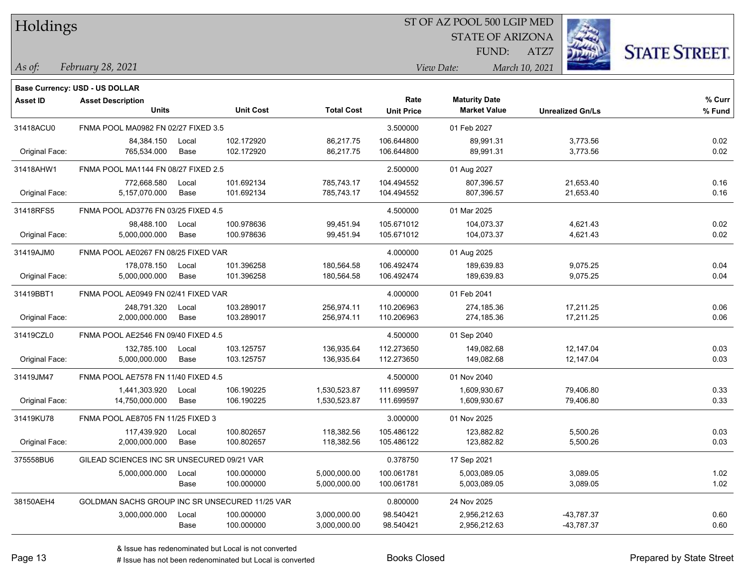# Holdings

ST OF AZ POOL 500 LGIP MED
STATE OF ARIZONA
FUND: ATZ7

*As of:* *February 28, 2021*

*View Date:* *March 10, 2021*

**Base Currency: USD - US DOLLAR**

| Asset ID | Asset Description / Units | | Unit Cost | Total Cost | Rate / Unit Price | Maturity Date / Market Value | Unrealized Gn/Ls | % Curr / % Fund |
|---|---|---|---|---|---|---|---|---|
| 31418ACU0 | FNMA POOL MA0982 FN 02/27 FIXED 3.5 | | | | 3.500000 | 01 Feb 2027 | | |
| | 84,384.150 | Local | 102.172920 | 86,217.75 | 106.644800 | 89,991.31 | 3,773.56 | 0.02 |
| Original Face: | 765,534.000 | Base | 102.172920 | 86,217.75 | 106.644800 | 89,991.31 | 3,773.56 | 0.02 |
| 31418AHW1 | FNMA POOL MA1144 FN 08/27 FIXED 2.5 | | | | 2.500000 | 01 Aug 2027 | | |
| | 772,668.580 | Local | 101.692134 | 785,743.17 | 104.494552 | 807,396.57 | 21,653.40 | 0.16 |
| Original Face: | 5,157,070.000 | Base | 101.692134 | 785,743.17 | 104.494552 | 807,396.57 | 21,653.40 | 0.16 |
| 31418RFS5 | FNMA POOL AD3776 FN 03/25 FIXED 4.5 | | | | 4.500000 | 01 Mar 2025 | | |
| | 98,488.100 | Local | 100.978636 | 99,451.94 | 105.671012 | 104,073.37 | 4,621.43 | 0.02 |
| Original Face: | 5,000,000.000 | Base | 100.978636 | 99,451.94 | 105.671012 | 104,073.37 | 4,621.43 | 0.02 |
| 31419AJM0 | FNMA POOL AE0267 FN 08/25 FIXED VAR | | | | 4.000000 | 01 Aug 2025 | | |
| | 178,078.150 | Local | 101.396258 | 180,564.58 | 106.492474 | 189,639.83 | 9,075.25 | 0.04 |
| Original Face: | 5,000,000.000 | Base | 101.396258 | 180,564.58 | 106.492474 | 189,639.83 | 9,075.25 | 0.04 |
| 31419BBT1 | FNMA POOL AE0949 FN 02/41 FIXED VAR | | | | 4.000000 | 01 Feb 2041 | | |
| | 248,791.320 | Local | 103.289017 | 256,974.11 | 110.206963 | 274,185.36 | 17,211.25 | 0.06 |
| Original Face: | 2,000,000.000 | Base | 103.289017 | 256,974.11 | 110.206963 | 274,185.36 | 17,211.25 | 0.06 |
| 31419CZL0 | FNMA POOL AE2546 FN 09/40 FIXED 4.5 | | | | 4.500000 | 01 Sep 2040 | | |
| | 132,785.100 | Local | 103.125757 | 136,935.64 | 112.273650 | 149,082.68 | 12,147.04 | 0.03 |
| Original Face: | 5,000,000.000 | Base | 103.125757 | 136,935.64 | 112.273650 | 149,082.68 | 12,147.04 | 0.03 |
| 31419JM47 | FNMA POOL AE7578 FN 11/40 FIXED 4.5 | | | | 4.500000 | 01 Nov 2040 | | |
| | 1,441,303.920 | Local | 106.190225 | 1,530,523.87 | 111.699597 | 1,609,930.67 | 79,406.80 | 0.33 |
| Original Face: | 14,750,000.000 | Base | 106.190225 | 1,530,523.87 | 111.699597 | 1,609,930.67 | 79,406.80 | 0.33 |
| 31419KU78 | FNMA POOL AE8705 FN 11/25 FIXED 3 | | | | 3.000000 | 01 Nov 2025 | | |
| | 117,439.920 | Local | 100.802657 | 118,382.56 | 105.486122 | 123,882.82 | 5,500.26 | 0.03 |
| Original Face: | 2,000,000.000 | Base | 100.802657 | 118,382.56 | 105.486122 | 123,882.82 | 5,500.26 | 0.03 |
| 375558BU6 | GILEAD SCIENCES INC SR UNSECURED 09/21 VAR | | | | 0.378750 | 17 Sep 2021 | | |
| | 5,000,000.000 | Local | 100.000000 | 5,000,000.00 | 100.061781 | 5,003,089.05 | 3,089.05 | 1.02 |
| | | Base | 100.000000 | 5,000,000.00 | 100.061781 | 5,003,089.05 | 3,089.05 | 1.02 |
| 38150AEH4 | GOLDMAN SACHS GROUP INC SR UNSECURED 11/25 VAR | | | | 0.800000 | 24 Nov 2025 | | |
| | 3,000,000.000 | Local | 100.000000 | 3,000,000.00 | 98.540421 | 2,956,212.63 | -43,787.37 | 0.60 |
| | | Base | 100.000000 | 3,000,000.00 | 98.540421 | 2,956,212.63 | -43,787.37 | 0.60 |

& Issue has redenominated but Local is not converted
# Issue has not been redenominated but Local is converted

Books Closed

Prepared by State Street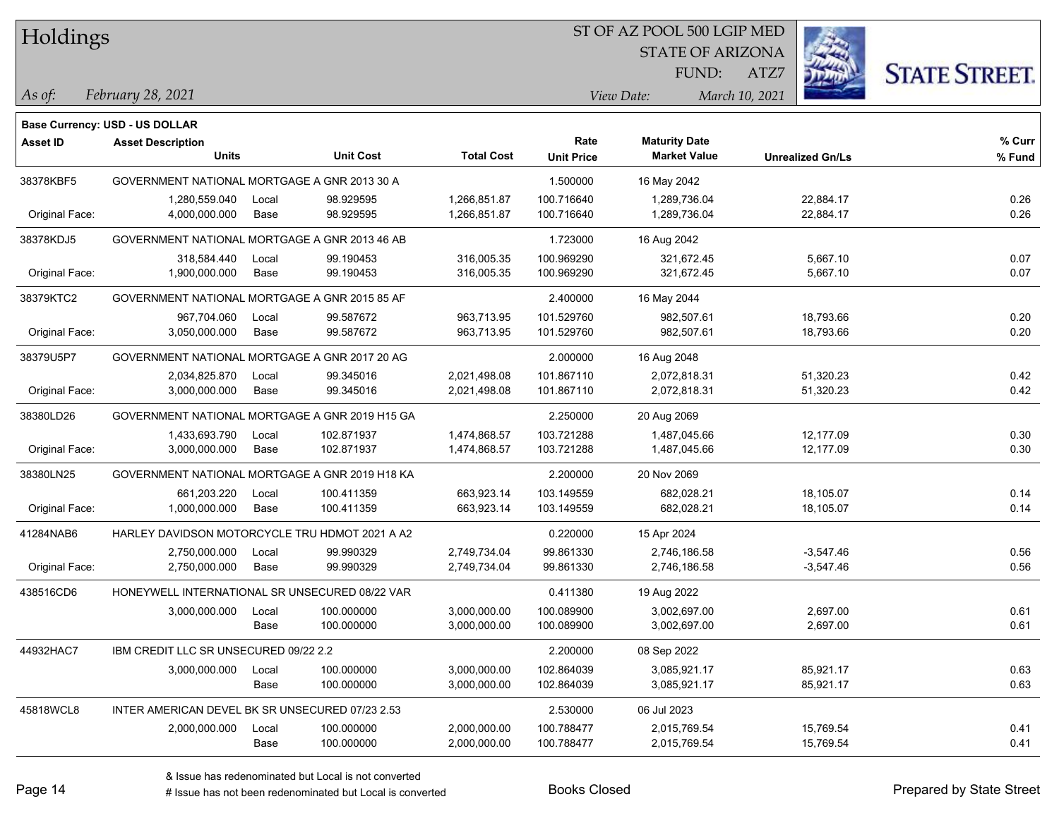# Holdings

ST OF AZ POOL 500 LGIP MED
STATE OF ARIZONA
FUND: ATZ7

*As of:* *February 28, 2021*

*View Date:* *March 10, 2021*

**Base Currency: USD - US DOLLAR**

| Asset ID | Asset Description / Units | | Unit Cost | Total Cost | Rate / Unit Price | Maturity Date / Market Value | Unrealized Gn/Ls | % Curr / % Fund |
|---|---|---|---|---|---|---|---|---|
| 38378KBF5 | GOVERNMENT NATIONAL MORTGAGE A GNR 2013 30 A | | | | 1.500000 | 16 May 2042 | | |
| | 1,280,559.040 | Local | 98.929595 | 1,266,851.87 | 100.716640 | 1,289,736.04 | 22,884.17 | 0.26 |
| Original Face: | 4,000,000.000 | Base | 98.929595 | 1,266,851.87 | 100.716640 | 1,289,736.04 | 22,884.17 | 0.26 |
| 38378KDJ5 | GOVERNMENT NATIONAL MORTGAGE A GNR 2013 46 AB | | | | 1.723000 | 16 Aug 2042 | | |
| | 318,584.440 | Local | 99.190453 | 316,005.35 | 100.969290 | 321,672.45 | 5,667.10 | 0.07 |
| Original Face: | 1,900,000.000 | Base | 99.190453 | 316,005.35 | 100.969290 | 321,672.45 | 5,667.10 | 0.07 |
| 38379KTC2 | GOVERNMENT NATIONAL MORTGAGE A GNR 2015 85 AF | | | | 2.400000 | 16 May 2044 | | |
| | 967,704.060 | Local | 99.587672 | 963,713.95 | 101.529760 | 982,507.61 | 18,793.66 | 0.20 |
| Original Face: | 3,050,000.000 | Base | 99.587672 | 963,713.95 | 101.529760 | 982,507.61 | 18,793.66 | 0.20 |
| 38379U5P7 | GOVERNMENT NATIONAL MORTGAGE A GNR 2017 20 AG | | | | 2.000000 | 16 Aug 2048 | | |
| | 2,034,825.870 | Local | 99.345016 | 2,021,498.08 | 101.867110 | 2,072,818.31 | 51,320.23 | 0.42 |
| Original Face: | 3,000,000.000 | Base | 99.345016 | 2,021,498.08 | 101.867110 | 2,072,818.31 | 51,320.23 | 0.42 |
| 38380LD26 | GOVERNMENT NATIONAL MORTGAGE A GNR 2019 H15 GA | | | | 2.250000 | 20 Aug 2069 | | |
| | 1,433,693.790 | Local | 102.871937 | 1,474,868.57 | 103.721288 | 1,487,045.66 | 12,177.09 | 0.30 |
| Original Face: | 3,000,000.000 | Base | 102.871937 | 1,474,868.57 | 103.721288 | 1,487,045.66 | 12,177.09 | 0.30 |
| 38380LN25 | GOVERNMENT NATIONAL MORTGAGE A GNR 2019 H18 KA | | | | 2.200000 | 20 Nov 2069 | | |
| | 661,203.220 | Local | 100.411359 | 663,923.14 | 103.149559 | 682,028.21 | 18,105.07 | 0.14 |
| Original Face: | 1,000,000.000 | Base | 100.411359 | 663,923.14 | 103.149559 | 682,028.21 | 18,105.07 | 0.14 |
| 41284NAB6 | HARLEY DAVIDSON MOTORCYCLE TRU HDMOT 2021 A A2 | | | | 0.220000 | 15 Apr 2024 | | |
| | 2,750,000.000 | Local | 99.990329 | 2,749,734.04 | 99.861330 | 2,746,186.58 | -3,547.46 | 0.56 |
| Original Face: | 2,750,000.000 | Base | 99.990329 | 2,749,734.04 | 99.861330 | 2,746,186.58 | -3,547.46 | 0.56 |
| 438516CD6 | HONEYWELL INTERNATIONAL SR UNSECURED 08/22 VAR | | | | 0.411380 | 19 Aug 2022 | | |
| | 3,000,000.000 | Local | 100.000000 | 3,000,000.00 | 100.089900 | 3,002,697.00 | 2,697.00 | 0.61 |
| | | Base | 100.000000 | 3,000,000.00 | 100.089900 | 3,002,697.00 | 2,697.00 | 0.61 |
| 44932HAC7 | IBM CREDIT LLC SR UNSECURED 09/22 2.2 | | | | 2.200000 | 08 Sep 2022 | | |
| | 3,000,000.000 | Local | 100.000000 | 3,000,000.00 | 102.864039 | 3,085,921.17 | 85,921.17 | 0.63 |
| | | Base | 100.000000 | 3,000,000.00 | 102.864039 | 3,085,921.17 | 85,921.17 | 0.63 |
| 45818WCL8 | INTER AMERICAN DEVEL BK SR UNSECURED 07/23 2.53 | | | | 2.530000 | 06 Jul 2023 | | |
| | 2,000,000.000 | Local | 100.000000 | 2,000,000.00 | 100.788477 | 2,015,769.54 | 15,769.54 | 0.41 |
| | | Base | 100.000000 | 2,000,000.00 | 100.788477 | 2,015,769.54 | 15,769.54 | 0.41 |

& Issue has redenominated but Local is not converted
# Issue has not been redenominated but Local is converted

Books Closed

Prepared by State Street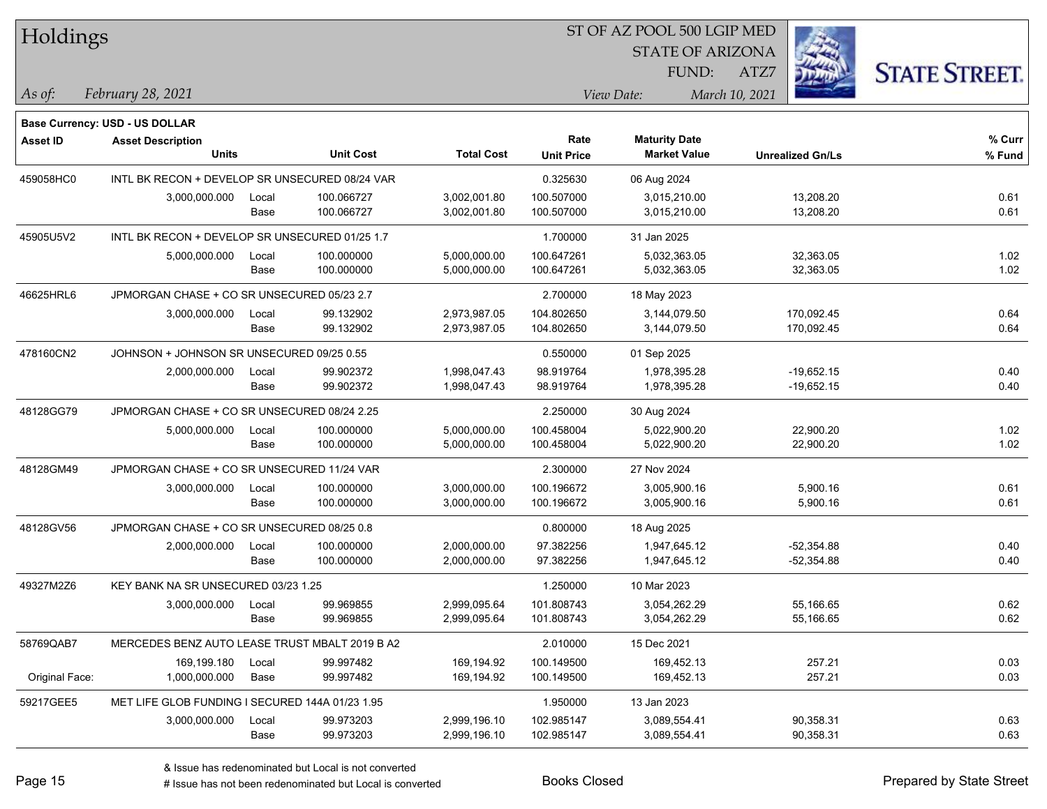# Holdings

ST OF AZ POOL 500 LGIP MED
STATE OF ARIZONA
FUND: ATZ7

*As of:* *February 28, 2021*

*View Date:* *March 10, 2021*

**Base Currency: USD - US DOLLAR**

| Asset ID | Asset Description / Units | | Unit Cost | Total Cost | Rate / Unit Price | Maturity Date / Market Value | Unrealized Gn/Ls | % Curr / % Fund |
|---|---|---|---|---|---|---|---|---|
| 459058HC0 | INTL BK RECON + DEVELOP SR UNSECURED 08/24 VAR | | | | 0.325630 | 06 Aug 2024 | | |
| | 3,000,000.000 | Local | 100.066727 | 3,002,001.80 | 100.507000 | 3,015,210.00 | 13,208.20 | 0.61 |
| | | Base | 100.066727 | 3,002,001.80 | 100.507000 | 3,015,210.00 | 13,208.20 | 0.61 |
| 45905U5V2 | INTL BK RECON + DEVELOP SR UNSECURED 01/25 1.7 | | | | 1.700000 | 31 Jan 2025 | | |
| | 5,000,000.000 | Local | 100.000000 | 5,000,000.00 | 100.647261 | 5,032,363.05 | 32,363.05 | 1.02 |
| | | Base | 100.000000 | 5,000,000.00 | 100.647261 | 5,032,363.05 | 32,363.05 | 1.02 |
| 46625HRL6 | JPMORGAN CHASE + CO SR UNSECURED 05/23 2.7 | | | | 2.700000 | 18 May 2023 | | |
| | 3,000,000.000 | Local | 99.132902 | 2,973,987.05 | 104.802650 | 3,144,079.50 | 170,092.45 | 0.64 |
| | | Base | 99.132902 | 2,973,987.05 | 104.802650 | 3,144,079.50 | 170,092.45 | 0.64 |
| 478160CN2 | JOHNSON + JOHNSON SR UNSECURED 09/25 0.55 | | | | 0.550000 | 01 Sep 2025 | | |
| | 2,000,000.000 | Local | 99.902372 | 1,998,047.43 | 98.919764 | 1,978,395.28 | -19,652.15 | 0.40 |
| | | Base | 99.902372 | 1,998,047.43 | 98.919764 | 1,978,395.28 | -19,652.15 | 0.40 |
| 48128GG79 | JPMORGAN CHASE + CO SR UNSECURED 08/24 2.25 | | | | 2.250000 | 30 Aug 2024 | | |
| | 5,000,000.000 | Local | 100.000000 | 5,000,000.00 | 100.458004 | 5,022,900.20 | 22,900.20 | 1.02 |
| | | Base | 100.000000 | 5,000,000.00 | 100.458004 | 5,022,900.20 | 22,900.20 | 1.02 |
| 48128GM49 | JPMORGAN CHASE + CO SR UNSECURED 11/24 VAR | | | | 2.300000 | 27 Nov 2024 | | |
| | 3,000,000.000 | Local | 100.000000 | 3,000,000.00 | 100.196672 | 3,005,900.16 | 5,900.16 | 0.61 |
| | | Base | 100.000000 | 3,000,000.00 | 100.196672 | 3,005,900.16 | 5,900.16 | 0.61 |
| 48128GV56 | JPMORGAN CHASE + CO SR UNSECURED 08/25 0.8 | | | | 0.800000 | 18 Aug 2025 | | |
| | 2,000,000.000 | Local | 100.000000 | 2,000,000.00 | 97.382256 | 1,947,645.12 | -52,354.88 | 0.40 |
| | | Base | 100.000000 | 2,000,000.00 | 97.382256 | 1,947,645.12 | -52,354.88 | 0.40 |
| 49327M2Z6 | KEY BANK NA SR UNSECURED 03/23 1.25 | | | | 1.250000 | 10 Mar 2023 | | |
| | 3,000,000.000 | Local | 99.969855 | 2,999,095.64 | 101.808743 | 3,054,262.29 | 55,166.65 | 0.62 |
| | | Base | 99.969855 | 2,999,095.64 | 101.808743 | 3,054,262.29 | 55,166.65 | 0.62 |
| 58769QAB7 | MERCEDES BENZ AUTO LEASE TRUST MBALT 2019 B A2 | | | | 2.010000 | 15 Dec 2021 | | |
| | 169,199.180 | Local | 99.997482 | 169,194.92 | 100.149500 | 169,452.13 | 257.21 | 0.03 |
| Original Face: | 1,000,000.000 | Base | 99.997482 | 169,194.92 | 100.149500 | 169,452.13 | 257.21 | 0.03 |
| 59217GEE5 | MET LIFE GLOB FUNDING I SECURED 144A 01/23 1.95 | | | | 1.950000 | 13 Jan 2023 | | |
| | 3,000,000.000 | Local | 99.973203 | 2,999,196.10 | 102.985147 | 3,089,554.41 | 90,358.31 | 0.63 |
| | | Base | 99.973203 | 2,999,196.10 | 102.985147 | 3,089,554.41 | 90,358.31 | 0.63 |

& Issue has redenominated but Local is not converted
# Issue has not been redenominated but Local is converted

Books Closed

Prepared by State Street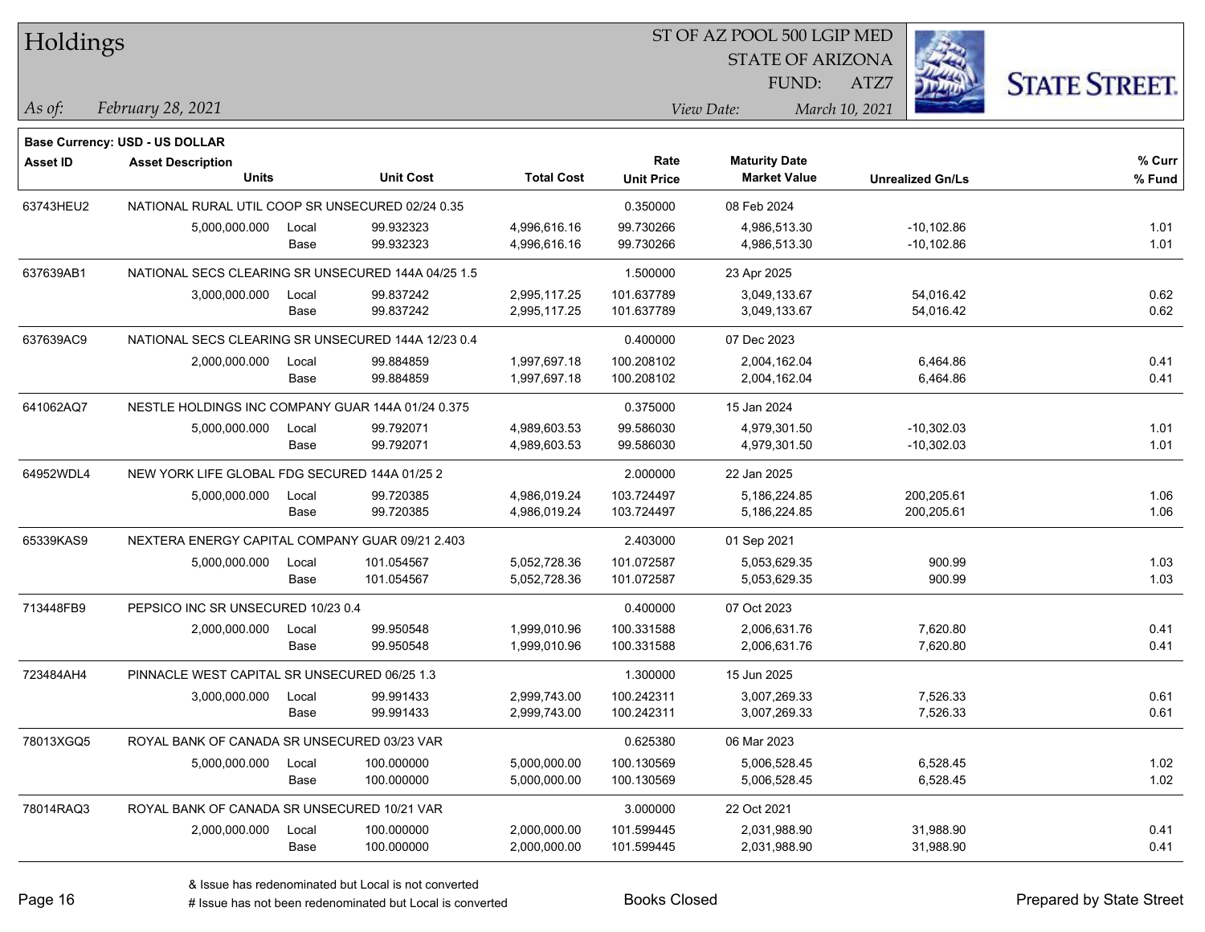# Holdings

ST OF AZ POOL 500 LGIP MED
STATE OF ARIZONA
FUND: ATZ7

*As of:* *February 28, 2021*

*View Date:* *March 10, 2021*

**Base Currency: USD - US DOLLAR**

| Asset ID | Asset Description<br>Units | | Unit Cost | Total Cost | Rate<br>Unit Price | Maturity Date<br>Market Value | Unrealized Gn/Ls | % Curr<br>% Fund |
|---|---|---|---|---|---|---|---|---|
| 63743HEU2 | NATIONAL RURAL UTIL COOP SR UNSECURED 02/24 0.35 | | | | 0.350000 | 08 Feb 2024 | | |
| | 5,000,000.000 | Local | 99.932323 | 4,996,616.16 | 99.730266 | 4,986,513.30 | -10,102.86 | 1.01 |
| | | Base | 99.932323 | 4,996,616.16 | 99.730266 | 4,986,513.30 | -10,102.86 | 1.01 |
| 637639AB1 | NATIONAL SECS CLEARING SR UNSECURED 144A 04/25 1.5 | | | | 1.500000 | 23 Apr 2025 | | |
| | 3,000,000.000 | Local | 99.837242 | 2,995,117.25 | 101.637789 | 3,049,133.67 | 54,016.42 | 0.62 |
| | | Base | 99.837242 | 2,995,117.25 | 101.637789 | 3,049,133.67 | 54,016.42 | 0.62 |
| 637639AC9 | NATIONAL SECS CLEARING SR UNSECURED 144A 12/23 0.4 | | | | 0.400000 | 07 Dec 2023 | | |
| | 2,000,000.000 | Local | 99.884859 | 1,997,697.18 | 100.208102 | 2,004,162.04 | 6,464.86 | 0.41 |
| | | Base | 99.884859 | 1,997,697.18 | 100.208102 | 2,004,162.04 | 6,464.86 | 0.41 |
| 641062AQ7 | NESTLE HOLDINGS INC COMPANY GUAR 144A 01/24 0.375 | | | | 0.375000 | 15 Jan 2024 | | |
| | 5,000,000.000 | Local | 99.792071 | 4,989,603.53 | 99.586030 | 4,979,301.50 | -10,302.03 | 1.01 |
| | | Base | 99.792071 | 4,989,603.53 | 99.586030 | 4,979,301.50 | -10,302.03 | 1.01 |
| 64952WDL4 | NEW YORK LIFE GLOBAL FDG SECURED 144A 01/25 2 | | | | 2.000000 | 22 Jan 2025 | | |
| | 5,000,000.000 | Local | 99.720385 | 4,986,019.24 | 103.724497 | 5,186,224.85 | 200,205.61 | 1.06 |
| | | Base | 99.720385 | 4,986,019.24 | 103.724497 | 5,186,224.85 | 200,205.61 | 1.06 |
| 65339KAS9 | NEXTERA ENERGY CAPITAL COMPANY GUAR 09/21 2.403 | | | | 2.403000 | 01 Sep 2021 | | |
| | 5,000,000.000 | Local | 101.054567 | 5,052,728.36 | 101.072587 | 5,053,629.35 | 900.99 | 1.03 |
| | | Base | 101.054567 | 5,052,728.36 | 101.072587 | 5,053,629.35 | 900.99 | 1.03 |
| 713448FB9 | PEPSICO INC SR UNSECURED 10/23 0.4 | | | | 0.400000 | 07 Oct 2023 | | |
| | 2,000,000.000 | Local | 99.950548 | 1,999,010.96 | 100.331588 | 2,006,631.76 | 7,620.80 | 0.41 |
| | | Base | 99.950548 | 1,999,010.96 | 100.331588 | 2,006,631.76 | 7,620.80 | 0.41 |
| 723484AH4 | PINNACLE WEST CAPITAL SR UNSECURED 06/25 1.3 | | | | 1.300000 | 15 Jun 2025 | | |
| | 3,000,000.000 | Local | 99.991433 | 2,999,743.00 | 100.242311 | 3,007,269.33 | 7,526.33 | 0.61 |
| | | Base | 99.991433 | 2,999,743.00 | 100.242311 | 3,007,269.33 | 7,526.33 | 0.61 |
| 78013XGQ5 | ROYAL BANK OF CANADA SR UNSECURED 03/23 VAR | | | | 0.625380 | 06 Mar 2023 | | |
| | 5,000,000.000 | Local | 100.000000 | 5,000,000.00 | 100.130569 | 5,006,528.45 | 6,528.45 | 1.02 |
| | | Base | 100.000000 | 5,000,000.00 | 100.130569 | 5,006,528.45 | 6,528.45 | 1.02 |
| 78014RAQ3 | ROYAL BANK OF CANADA SR UNSECURED 10/21 VAR | | | | 3.000000 | 22 Oct 2021 | | |
| | 2,000,000.000 | Local | 100.000000 | 2,000,000.00 | 101.599445 | 2,031,988.90 | 31,988.90 | 0.41 |
| | | Base | 100.000000 | 2,000,000.00 | 101.599445 | 2,031,988.90 | 31,988.90 | 0.41 |

& Issue has redenominated but Local is not converted
# Issue has not been redenominated but Local is converted

Books Closed

Prepared by State Street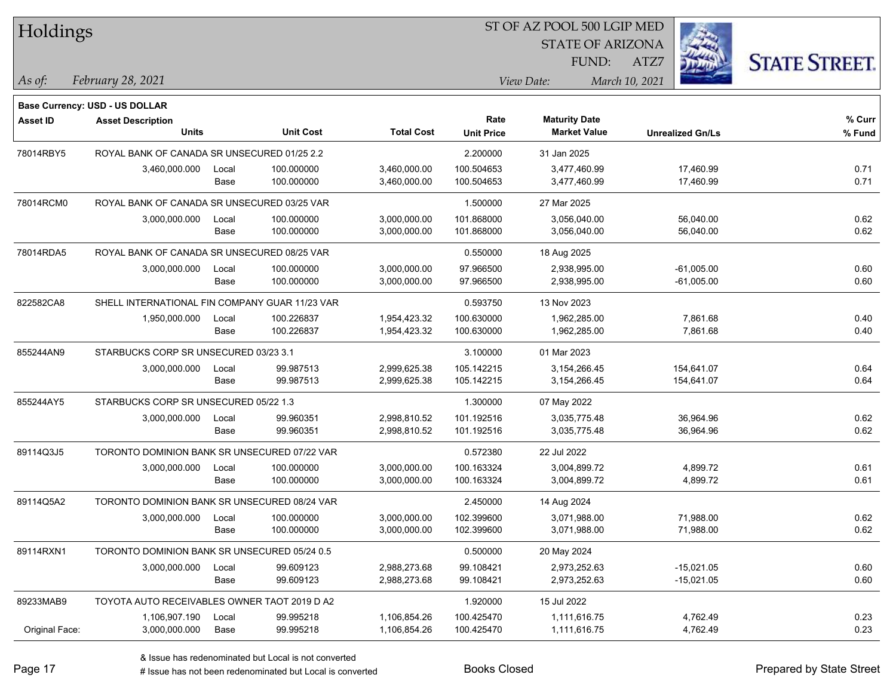## Holdings

ST OF AZ POOL 500 LGIP MED
STATE OF ARIZONA
FUND: ATZ7

*As of:* *February 28, 2021*

*View Date:* *March 10, 2021*

**Base Currency: USD - US DOLLAR**

| Asset ID | Asset Description / Units | | Unit Cost | Total Cost | Rate / Unit Price | Maturity Date / Market Value | Unrealized Gn/Ls | % Curr / % Fund |
|---|---|---|---|---|---|---|---|---|
| 78014RBY5 | ROYAL BANK OF CANADA SR UNSECURED 01/25 2.2 | | | | 2.200000 | 31 Jan 2025 | | |
| | 3,460,000.000 | Local | 100.000000 | 3,460,000.00 | 100.504653 | 3,477,460.99 | 17,460.99 | 0.71 |
| | | Base | 100.000000 | 3,460,000.00 | 100.504653 | 3,477,460.99 | 17,460.99 | 0.71 |
| 78014RCM0 | ROYAL BANK OF CANADA SR UNSECURED 03/25 VAR | | | | 1.500000 | 27 Mar 2025 | | |
| | 3,000,000.000 | Local | 100.000000 | 3,000,000.00 | 101.868000 | 3,056,040.00 | 56,040.00 | 0.62 |
| | | Base | 100.000000 | 3,000,000.00 | 101.868000 | 3,056,040.00 | 56,040.00 | 0.62 |
| 78014RDA5 | ROYAL BANK OF CANADA SR UNSECURED 08/25 VAR | | | | 0.550000 | 18 Aug 2025 | | |
| | 3,000,000.000 | Local | 100.000000 | 3,000,000.00 | 97.966500 | 2,938,995.00 | -61,005.00 | 0.60 |
| | | Base | 100.000000 | 3,000,000.00 | 97.966500 | 2,938,995.00 | -61,005.00 | 0.60 |
| 822582CA8 | SHELL INTERNATIONAL FIN COMPANY GUAR 11/23 VAR | | | | 0.593750 | 13 Nov 2023 | | |
| | 1,950,000.000 | Local | 100.226837 | 1,954,423.32 | 100.630000 | 1,962,285.00 | 7,861.68 | 0.40 |
| | | Base | 100.226837 | 1,954,423.32 | 100.630000 | 1,962,285.00 | 7,861.68 | 0.40 |
| 855244AN9 | STARBUCKS CORP SR UNSECURED 03/23 3.1 | | | | 3.100000 | 01 Mar 2023 | | |
| | 3,000,000.000 | Local | 99.987513 | 2,999,625.38 | 105.142215 | 3,154,266.45 | 154,641.07 | 0.64 |
| | | Base | 99.987513 | 2,999,625.38 | 105.142215 | 3,154,266.45 | 154,641.07 | 0.64 |
| 855244AY5 | STARBUCKS CORP SR UNSECURED 05/22 1.3 | | | | 1.300000 | 07 May 2022 | | |
| | 3,000,000.000 | Local | 99.960351 | 2,998,810.52 | 101.192516 | 3,035,775.48 | 36,964.96 | 0.62 |
| | | Base | 99.960351 | 2,998,810.52 | 101.192516 | 3,035,775.48 | 36,964.96 | 0.62 |
| 89114Q3J5 | TORONTO DOMINION BANK SR UNSECURED 07/22 VAR | | | | 0.572380 | 22 Jul 2022 | | |
| | 3,000,000.000 | Local | 100.000000 | 3,000,000.00 | 100.163324 | 3,004,899.72 | 4,899.72 | 0.61 |
| | | Base | 100.000000 | 3,000,000.00 | 100.163324 | 3,004,899.72 | 4,899.72 | 0.61 |
| 89114Q5A2 | TORONTO DOMINION BANK SR UNSECURED 08/24 VAR | | | | 2.450000 | 14 Aug 2024 | | |
| | 3,000,000.000 | Local | 100.000000 | 3,000,000.00 | 102.399600 | 3,071,988.00 | 71,988.00 | 0.62 |
| | | Base | 100.000000 | 3,000,000.00 | 102.399600 | 3,071,988.00 | 71,988.00 | 0.62 |
| 89114RXN1 | TORONTO DOMINION BANK SR UNSECURED 05/24 0.5 | | | | 0.500000 | 20 May 2024 | | |
| | 3,000,000.000 | Local | 99.609123 | 2,988,273.68 | 99.108421 | 2,973,252.63 | -15,021.05 | 0.60 |
| | | Base | 99.609123 | 2,988,273.68 | 99.108421 | 2,973,252.63 | -15,021.05 | 0.60 |
| 89233MAB9 | TOYOTA AUTO RECEIVABLES OWNER TAOT 2019 D A2 | | | | 1.920000 | 15 Jul 2022 | | |
| | 1,106,907.190 | Local | 99.995218 | 1,106,854.26 | 100.425470 | 1,111,616.75 | 4,762.49 | 0.23 |
| Original Face: | 3,000,000.000 | Base | 99.995218 | 1,106,854.26 | 100.425470 | 1,111,616.75 | 4,762.49 | 0.23 |

& Issue has redenominated but Local is not converted

# Issue has not been redenominated but Local is converted

Books Closed

Prepared by State Street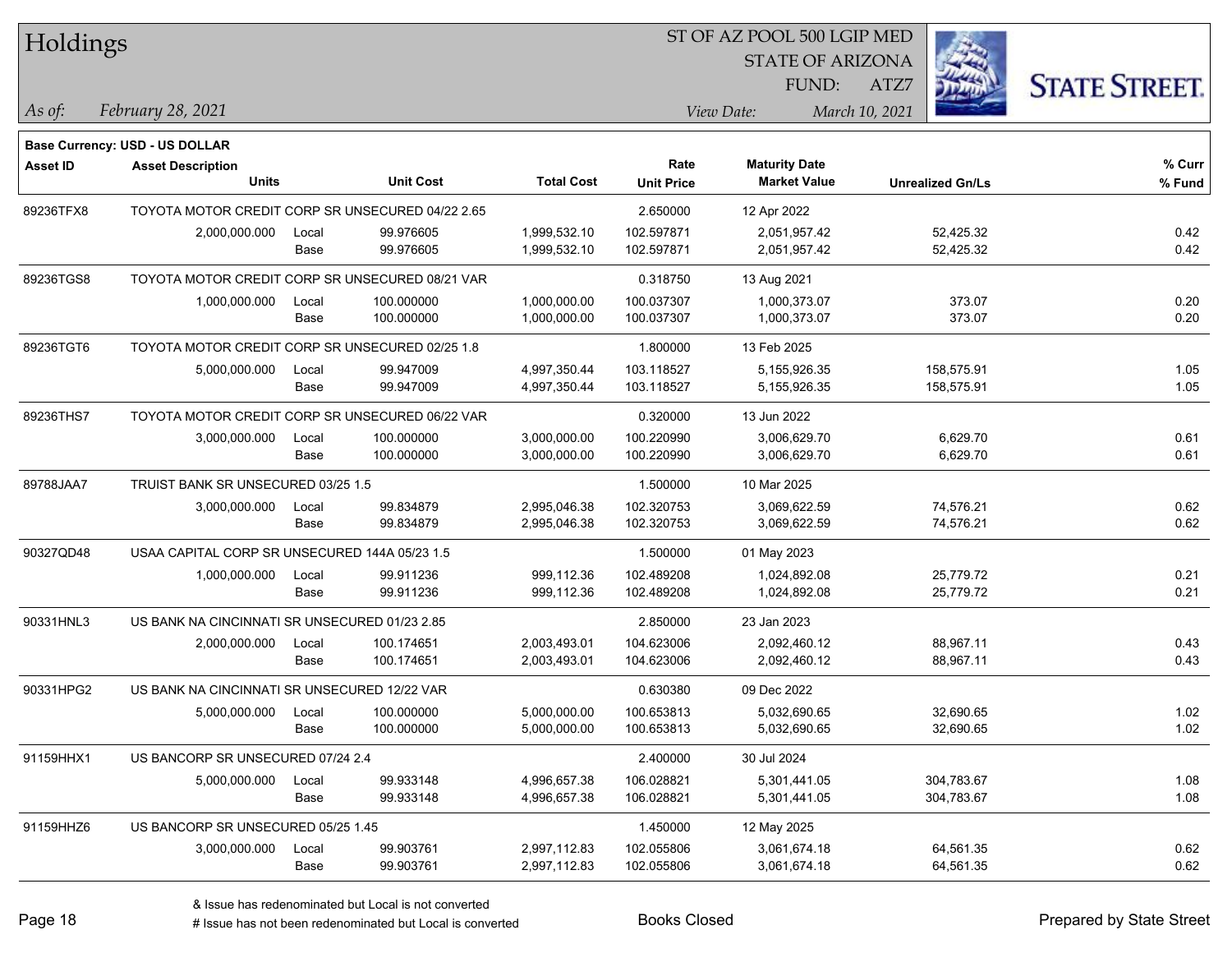# Holdings

ST OF AZ POOL 500 LGIP MED
STATE OF ARIZONA
FUND: ATZ7

*As of:* *February 28, 2021*

*View Date:* *March 10, 2021*

**Base Currency: USD - US DOLLAR**

| Asset ID | Asset Description / Units | | Unit Cost | Total Cost | Rate / Unit Price | Maturity Date / Market Value | Unrealized Gn/Ls | % Curr / % Fund |
|---|---|---|---|---|---|---|---|---|
| 89236TFX8 | TOYOTA MOTOR CREDIT CORP SR UNSECURED 04/22 2.65 | | | | 2.650000 | 12 Apr 2022 | | |
| | 2,000,000.000 | Local | 99.976605 | 1,999,532.10 | 102.597871 | 2,051,957.42 | 52,425.32 | 0.42 |
| | | Base | 99.976605 | 1,999,532.10 | 102.597871 | 2,051,957.42 | 52,425.32 | 0.42 |
| 89236TGS8 | TOYOTA MOTOR CREDIT CORP SR UNSECURED 08/21 VAR | | | | 0.318750 | 13 Aug 2021 | | |
| | 1,000,000.000 | Local | 100.000000 | 1,000,000.00 | 100.037307 | 1,000,373.07 | 373.07 | 0.20 |
| | | Base | 100.000000 | 1,000,000.00 | 100.037307 | 1,000,373.07 | 373.07 | 0.20 |
| 89236TGT6 | TOYOTA MOTOR CREDIT CORP SR UNSECURED 02/25 1.8 | | | | 1.800000 | 13 Feb 2025 | | |
| | 5,000,000.000 | Local | 99.947009 | 4,997,350.44 | 103.118527 | 5,155,926.35 | 158,575.91 | 1.05 |
| | | Base | 99.947009 | 4,997,350.44 | 103.118527 | 5,155,926.35 | 158,575.91 | 1.05 |
| 89236THS7 | TOYOTA MOTOR CREDIT CORP SR UNSECURED 06/22 VAR | | | | 0.320000 | 13 Jun 2022 | | |
| | 3,000,000.000 | Local | 100.000000 | 3,000,000.00 | 100.220990 | 3,006,629.70 | 6,629.70 | 0.61 |
| | | Base | 100.000000 | 3,000,000.00 | 100.220990 | 3,006,629.70 | 6,629.70 | 0.61 |
| 89788JAA7 | TRUIST BANK SR UNSECURED 03/25 1.5 | | | | 1.500000 | 10 Mar 2025 | | |
| | 3,000,000.000 | Local | 99.834879 | 2,995,046.38 | 102.320753 | 3,069,622.59 | 74,576.21 | 0.62 |
| | | Base | 99.834879 | 2,995,046.38 | 102.320753 | 3,069,622.59 | 74,576.21 | 0.62 |
| 90327QD48 | USAA CAPITAL CORP SR UNSECURED 144A 05/23 1.5 | | | | 1.500000 | 01 May 2023 | | |
| | 1,000,000.000 | Local | 99.911236 | 999,112.36 | 102.489208 | 1,024,892.08 | 25,779.72 | 0.21 |
| | | Base | 99.911236 | 999,112.36 | 102.489208 | 1,024,892.08 | 25,779.72 | 0.21 |
| 90331HNL3 | US BANK NA CINCINNATI SR UNSECURED 01/23 2.85 | | | | 2.850000 | 23 Jan 2023 | | |
| | 2,000,000.000 | Local | 100.174651 | 2,003,493.01 | 104.623006 | 2,092,460.12 | 88,967.11 | 0.43 |
| | | Base | 100.174651 | 2,003,493.01 | 104.623006 | 2,092,460.12 | 88,967.11 | 0.43 |
| 90331HPG2 | US BANK NA CINCINNATI SR UNSECURED 12/22 VAR | | | | 0.630380 | 09 Dec 2022 | | |
| | 5,000,000.000 | Local | 100.000000 | 5,000,000.00 | 100.653813 | 5,032,690.65 | 32,690.65 | 1.02 |
| | | Base | 100.000000 | 5,000,000.00 | 100.653813 | 5,032,690.65 | 32,690.65 | 1.02 |
| 91159HHX1 | US BANCORP SR UNSECURED 07/24 2.4 | | | | 2.400000 | 30 Jul 2024 | | |
| | 5,000,000.000 | Local | 99.933148 | 4,996,657.38 | 106.028821 | 5,301,441.05 | 304,783.67 | 1.08 |
| | | Base | 99.933148 | 4,996,657.38 | 106.028821 | 5,301,441.05 | 304,783.67 | 1.08 |
| 91159HHZ6 | US BANCORP SR UNSECURED 05/25 1.45 | | | | 1.450000 | 12 May 2025 | | |
| | 3,000,000.000 | Local | 99.903761 | 2,997,112.83 | 102.055806 | 3,061,674.18 | 64,561.35 | 0.62 |
| | | Base | 99.903761 | 2,997,112.83 | 102.055806 | 3,061,674.18 | 64,561.35 | 0.62 |

& Issue has redenominated but Local is not converted
# Issue has not been redenominated but Local is converted

Books Closed

Prepared by State Street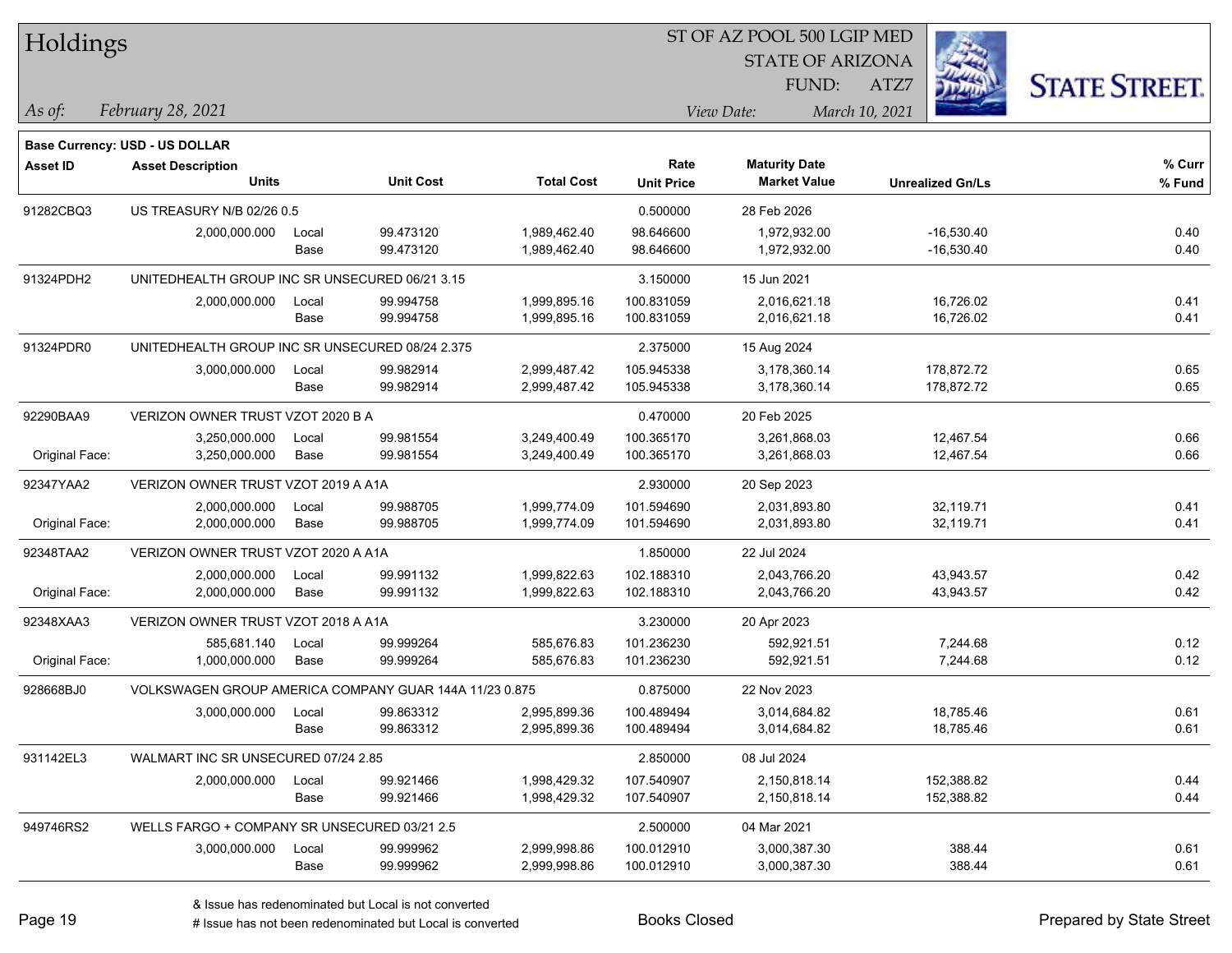# Holdings

ST OF AZ POOL 500 LGIP MED
STATE OF ARIZONA
FUND: ATZ7

*As of:* *February 28, 2021*

*View Date:* *March 10, 2021*

**Base Currency: USD - US DOLLAR**

| Asset ID | Asset Description / Units | | Unit Cost | Total Cost | Rate / Unit Price | Maturity Date / Market Value | Unrealized Gn/Ls | % Curr / % Fund |
|---|---|---|---|---|---|---|---|---|
| 91282CBQ3 | US TREASURY N/B 02/26 0.5 | | | | 0.500000 | 28 Feb 2026 | | |
| | 2,000,000.000 | Local | 99.473120 | 1,989,462.40 | 98.646600 | 1,972,932.00 | -16,530.40 | 0.40 |
| | | Base | 99.473120 | 1,989,462.40 | 98.646600 | 1,972,932.00 | -16,530.40 | 0.40 |
| 91324PDH2 | UNITEDHEALTH GROUP INC SR UNSECURED 06/21 3.15 | | | | 3.150000 | 15 Jun 2021 | | |
| | 2,000,000.000 | Local | 99.994758 | 1,999,895.16 | 100.831059 | 2,016,621.18 | 16,726.02 | 0.41 |
| | | Base | 99.994758 | 1,999,895.16 | 100.831059 | 2,016,621.18 | 16,726.02 | 0.41 |
| 91324PDR0 | UNITEDHEALTH GROUP INC SR UNSECURED 08/24 2.375 | | | | 2.375000 | 15 Aug 2024 | | |
| | 3,000,000.000 | Local | 99.982914 | 2,999,487.42 | 105.945338 | 3,178,360.14 | 178,872.72 | 0.65 |
| | | Base | 99.982914 | 2,999,487.42 | 105.945338 | 3,178,360.14 | 178,872.72 | 0.65 |
| 92290BAA9 | VERIZON OWNER TRUST VZOT 2020 B A | | | | 0.470000 | 20 Feb 2025 | | |
| | 3,250,000.000 | Local | 99.981554 | 3,249,400.49 | 100.365170 | 3,261,868.03 | 12,467.54 | 0.66 |
| Original Face: | 3,250,000.000 | Base | 99.981554 | 3,249,400.49 | 100.365170 | 3,261,868.03 | 12,467.54 | 0.66 |
| 92347YAA2 | VERIZON OWNER TRUST VZOT 2019 A A1A | | | | 2.930000 | 20 Sep 2023 | | |
| | 2,000,000.000 | Local | 99.988705 | 1,999,774.09 | 101.594690 | 2,031,893.80 | 32,119.71 | 0.41 |
| Original Face: | 2,000,000.000 | Base | 99.988705 | 1,999,774.09 | 101.594690 | 2,031,893.80 | 32,119.71 | 0.41 |
| 92348TAA2 | VERIZON OWNER TRUST VZOT 2020 A A1A | | | | 1.850000 | 22 Jul 2024 | | |
| | 2,000,000.000 | Local | 99.991132 | 1,999,822.63 | 102.188310 | 2,043,766.20 | 43,943.57 | 0.42 |
| Original Face: | 2,000,000.000 | Base | 99.991132 | 1,999,822.63 | 102.188310 | 2,043,766.20 | 43,943.57 | 0.42 |
| 92348XAA3 | VERIZON OWNER TRUST VZOT 2018 A A1A | | | | 3.230000 | 20 Apr 2023 | | |
| | 585,681.140 | Local | 99.999264 | 585,676.83 | 101.236230 | 592,921.51 | 7,244.68 | 0.12 |
| Original Face: | 1,000,000.000 | Base | 99.999264 | 585,676.83 | 101.236230 | 592,921.51 | 7,244.68 | 0.12 |
| 928668BJ0 | VOLKSWAGEN GROUP AMERICA COMPANY GUAR 144A 11/23 0.875 | | | | 0.875000 | 22 Nov 2023 | | |
| | 3,000,000.000 | Local | 99.863312 | 2,995,899.36 | 100.489494 | 3,014,684.82 | 18,785.46 | 0.61 |
| | | Base | 99.863312 | 2,995,899.36 | 100.489494 | 3,014,684.82 | 18,785.46 | 0.61 |
| 931142EL3 | WALMART INC SR UNSECURED 07/24 2.85 | | | | 2.850000 | 08 Jul 2024 | | |
| | 2,000,000.000 | Local | 99.921466 | 1,998,429.32 | 107.540907 | 2,150,818.14 | 152,388.82 | 0.44 |
| | | Base | 99.921466 | 1,998,429.32 | 107.540907 | 2,150,818.14 | 152,388.82 | 0.44 |
| 949746RS2 | WELLS FARGO + COMPANY SR UNSECURED 03/21 2.5 | | | | 2.500000 | 04 Mar 2021 | | |
| | 3,000,000.000 | Local | 99.999962 | 2,999,998.86 | 100.012910 | 3,000,387.30 | 388.44 | 0.61 |
| | | Base | 99.999962 | 2,999,998.86 | 100.012910 | 3,000,387.30 | 388.44 | 0.61 |

& Issue has redenominated but Local is not converted
# Issue has not been redenominated but Local is converted

Books Closed

Prepared by State Street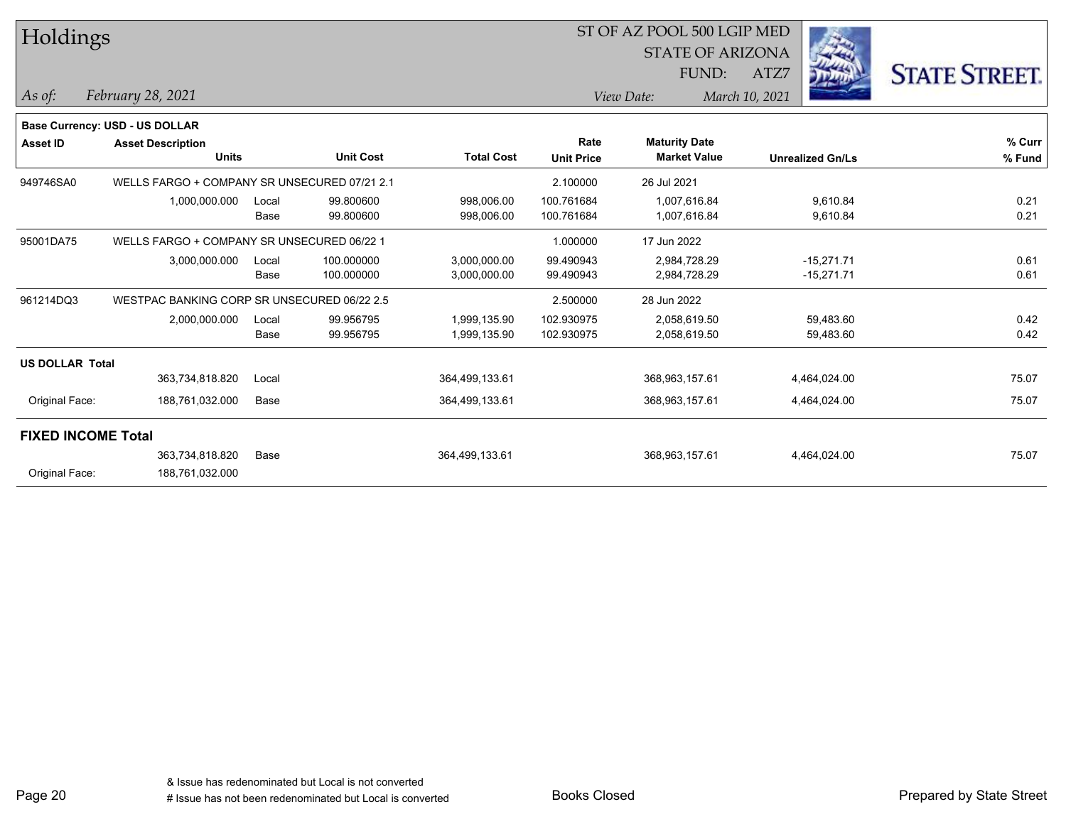# Holdings

ST OF AZ POOL 500 LGIP MED
STATE OF ARIZONA
FUND: ATZ7

*As of:* *February 28, 2021*

*View Date:* *March 10, 2021*

**Base Currency: USD - US DOLLAR**

| Asset ID | Asset Description / Units | | Unit Cost | Total Cost | Rate / Unit Price | Maturity Date / Market Value | Unrealized Gn/Ls | % Curr / % Fund |
|---|---|---|---|---|---|---|---|---|
| 949746SA0 | WELLS FARGO + COMPANY SR UNSECURED 07/21 2.1 | | | | 2.100000 | 26 Jul 2021 | | |
| | 1,000,000.000 | Local | 99.800600 | 998,006.00 | 100.761684 | 1,007,616.84 | 9,610.84 | 0.21 |
| | | Base | 99.800600 | 998,006.00 | 100.761684 | 1,007,616.84 | 9,610.84 | 0.21 |
| 95001DA75 | WELLS FARGO + COMPANY SR UNSECURED 06/22 1 | | | | 1.000000 | 17 Jun 2022 | | |
| | 3,000,000.000 | Local | 100.000000 | 3,000,000.00 | 99.490943 | 2,984,728.29 | -15,271.71 | 0.61 |
| | | Base | 100.000000 | 3,000,000.00 | 99.490943 | 2,984,728.29 | -15,271.71 | 0.61 |
| 961214DQ3 | WESTPAC BANKING CORP SR UNSECURED 06/22 2.5 | | | | 2.500000 | 28 Jun 2022 | | |
| | 2,000,000.000 | Local | 99.956795 | 1,999,135.90 | 102.930975 | 2,058,619.50 | 59,483.60 | 0.42 |
| | | Base | 99.956795 | 1,999,135.90 | 102.930975 | 2,058,619.50 | 59,483.60 | 0.42 |
| **US DOLLAR Total** | | | | | | | | |
| | 363,734,818.820 | Local | | 364,499,133.61 | | 368,963,157.61 | 4,464,024.00 | 75.07 |
| Original Face: | 188,761,032.000 | Base | | 364,499,133.61 | | 368,963,157.61 | 4,464,024.00 | 75.07 |
| **FIXED INCOME Total** | | | | | | | | |
| | 363,734,818.820 | Base | | 364,499,133.61 | | 368,963,157.61 | 4,464,024.00 | 75.07 |
| Original Face: | 188,761,032.000 | | | | | | | |

& Issue has redenominated but Local is not converted
# Issue has not been redenominated but Local is converted

Books Closed

Prepared by State Street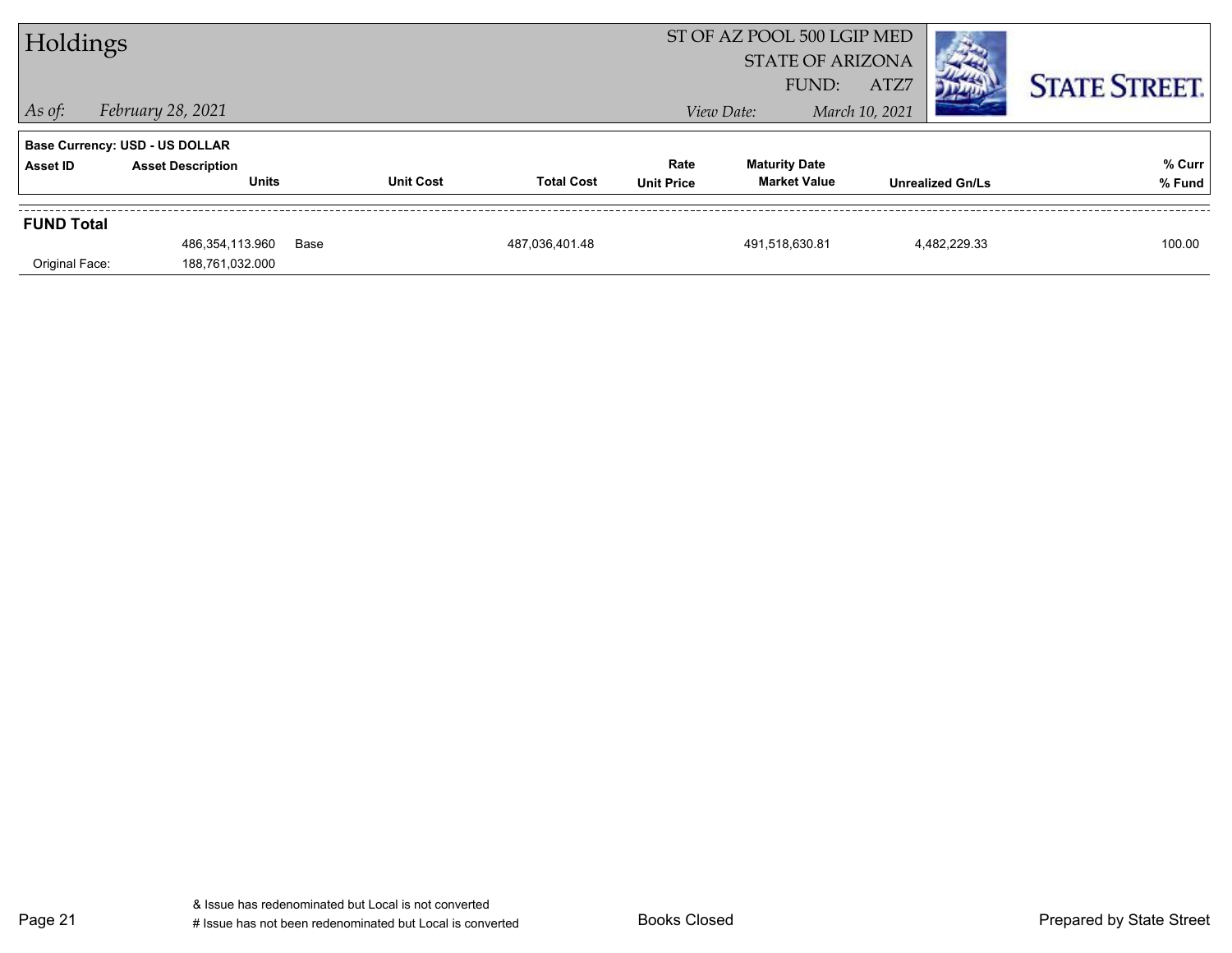# Holdings

ST OF AZ POOL 500 LGIP MED
STATE OF ARIZONA
FUND: ATZ7

*As of:* *February 28, 2021*

*View Date:* *March 10, 2021*

**Base Currency: USD - US DOLLAR**

| Asset ID | Asset Description / Units | | Unit Cost | Total Cost | Rate / Unit Price | Maturity Date / Market Value | Unrealized Gn/Ls | % Curr / % Fund |
|---|---|---|---|---|---|---|---|---|
| **FUND Total** | | | | | | | | |
| | 486,354,113.960 | Base | | 487,036,401.48 | | 491,518,630.81 | 4,482,229.33 | 100.00 |
| Original Face: | 188,761,032.000 | | | | | | | |

& Issue has redenominated but Local is not converted
# Issue has not been redenominated but Local is converted

Books Closed

Prepared by State Street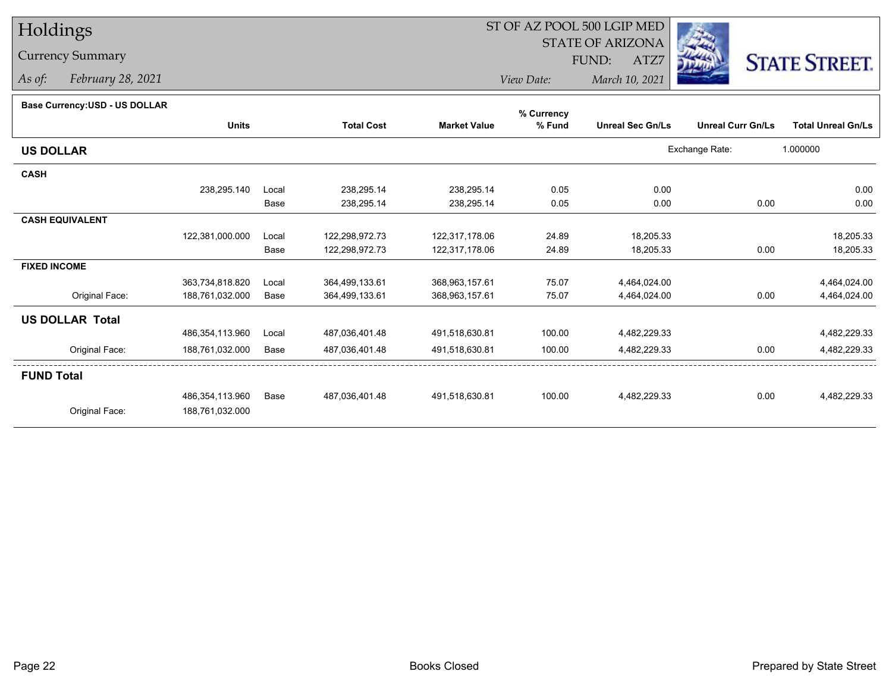# Holdings

## Currency Summary

*As of:* *February 28, 2021*

ST OF AZ POOL 500 LGIP MED
STATE OF ARIZONA
FUND: ATZ7

*View Date:* *March 10, 2021*

STATE STREET.

**Base Currency:USD - US DOLLAR**

| | Units | | Total Cost | Market Value | % Currency % Fund | Unreal Sec Gn/Ls | Unreal Curr Gn/Ls | Total Unreal Gn/Ls |
|---|---|---|---|---|---|---|---|---|
| **US DOLLAR** | | | | | | Exchange Rate: | 1.000000 | |
| **CASH** | | | | | | | | |
| | 238,295.140 | Local | 238,295.14 | 238,295.14 | 0.05 | 0.00 | | 0.00 |
| | | Base | 238,295.14 | 238,295.14 | 0.05 | 0.00 | 0.00 | 0.00 |
| **CASH EQUIVALENT** | | | | | | | | |
| | 122,381,000.000 | Local | 122,298,972.73 | 122,317,178.06 | 24.89 | 18,205.33 | | 18,205.33 |
| | | Base | 122,298,972.73 | 122,317,178.06 | 24.89 | 18,205.33 | 0.00 | 18,205.33 |
| **FIXED INCOME** | | | | | | | | |
| | 363,734,818.820 | Local | 364,499,133.61 | 368,963,157.61 | 75.07 | 4,464,024.00 | | 4,464,024.00 |
| Original Face: | 188,761,032.000 | Base | 364,499,133.61 | 368,963,157.61 | 75.07 | 4,464,024.00 | 0.00 | 4,464,024.00 |
| **US DOLLAR Total** | | | | | | | | |
| | 486,354,113.960 | Local | 487,036,401.48 | 491,518,630.81 | 100.00 | 4,482,229.33 | | 4,482,229.33 |
| Original Face: | 188,761,032.000 | Base | 487,036,401.48 | 491,518,630.81 | 100.00 | 4,482,229.33 | 0.00 | 4,482,229.33 |
| **FUND Total** | | | | | | | | |
| | 486,354,113.960 | Base | 487,036,401.48 | 491,518,630.81 | 100.00 | 4,482,229.33 | 0.00 | 4,482,229.33 |
| Original Face: | 188,761,032.000 | | | | | | | |

Books Closed

Prepared by State Street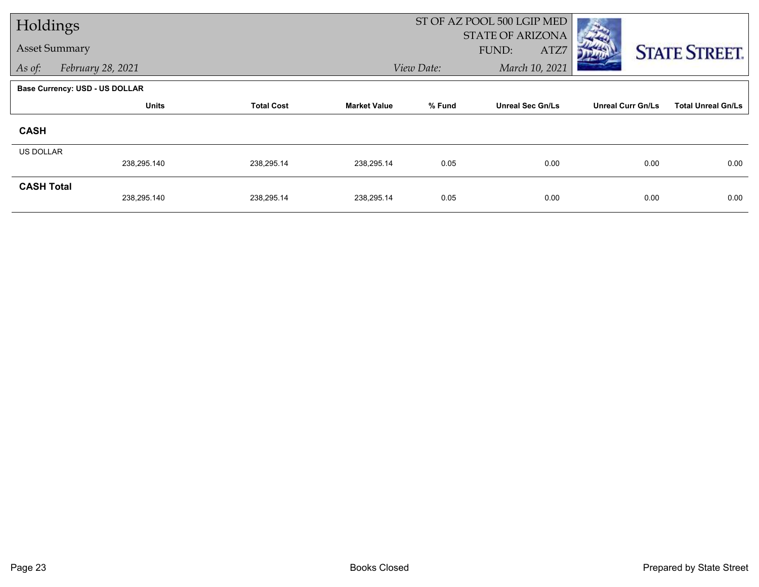# Holdings

Asset Summary

*As of:* *February 28, 2021*

ST OF AZ POOL 500 LGIP MED
STATE OF ARIZONA
FUND: ATZ7

*View Date:* *March 10, 2021*

STATE STREET.

**Base Currency: USD - US DOLLAR**

| | Units | Total Cost | Market Value | % Fund | Unreal Sec Gn/Ls | Unreal Curr Gn/Ls | Total Unreal Gn/Ls |
|---|---|---|---|---|---|---|---|
| **CASH** | | | | | | | |
| US DOLLAR | 238,295.140 | 238,295.14 | 238,295.14 | 0.05 | 0.00 | 0.00 | 0.00 |
| **CASH Total** | 238,295.140 | 238,295.14 | 238,295.14 | 0.05 | 0.00 | 0.00 | 0.00 |

Books Closed

Prepared by State Street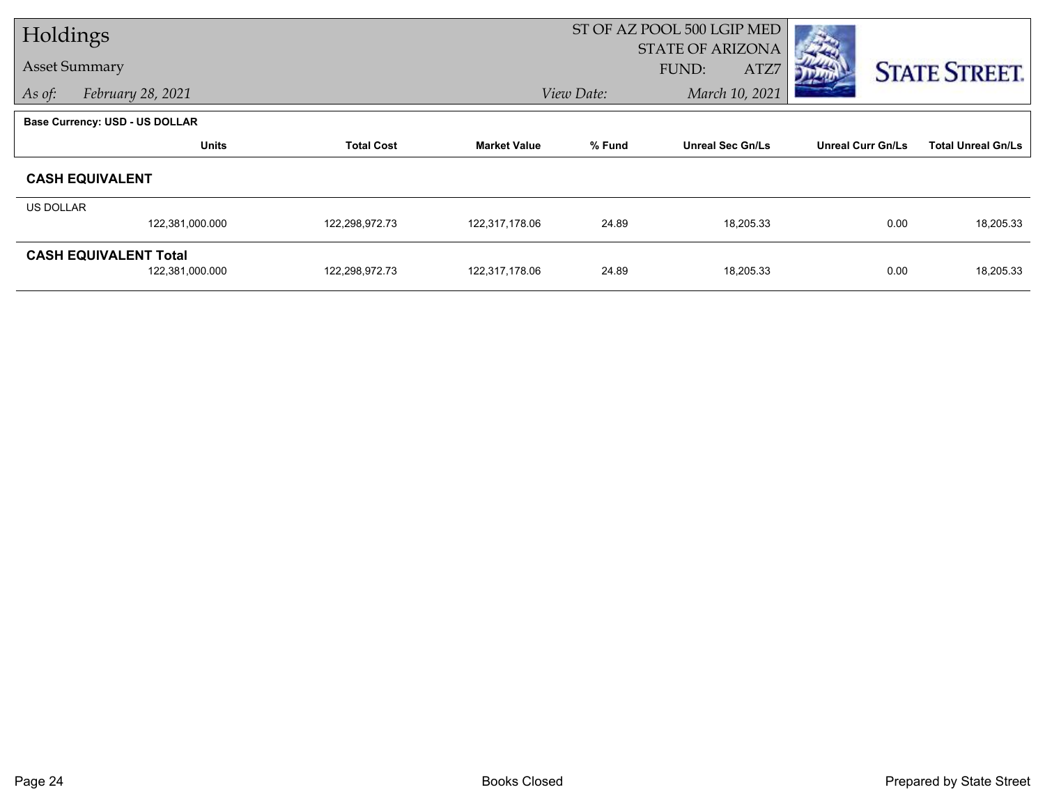# Holdings

## Asset Summary

*As of:* *February 28, 2021*

ST OF AZ POOL 500 LGIP MED
STATE OF ARIZONA
FUND: ATZ7
*View Date:* *March 10, 2021*

**Base Currency: USD - US DOLLAR**

| | Units | Total Cost | Market Value | % Fund | Unreal Sec Gn/Ls | Unreal Curr Gn/Ls | Total Unreal Gn/Ls |
|---|---|---|---|---|---|---|---|
| **CASH EQUIVALENT** | | | | | | | |
| US DOLLAR | 122,381,000.000 | 122,298,972.73 | 122,317,178.06 | 24.89 | 18,205.33 | 0.00 | 18,205.33 |
| **CASH EQUIVALENT Total** | 122,381,000.000 | 122,298,972.73 | 122,317,178.06 | 24.89 | 18,205.33 | 0.00 | 18,205.33 |

Books Closed

Prepared by State Street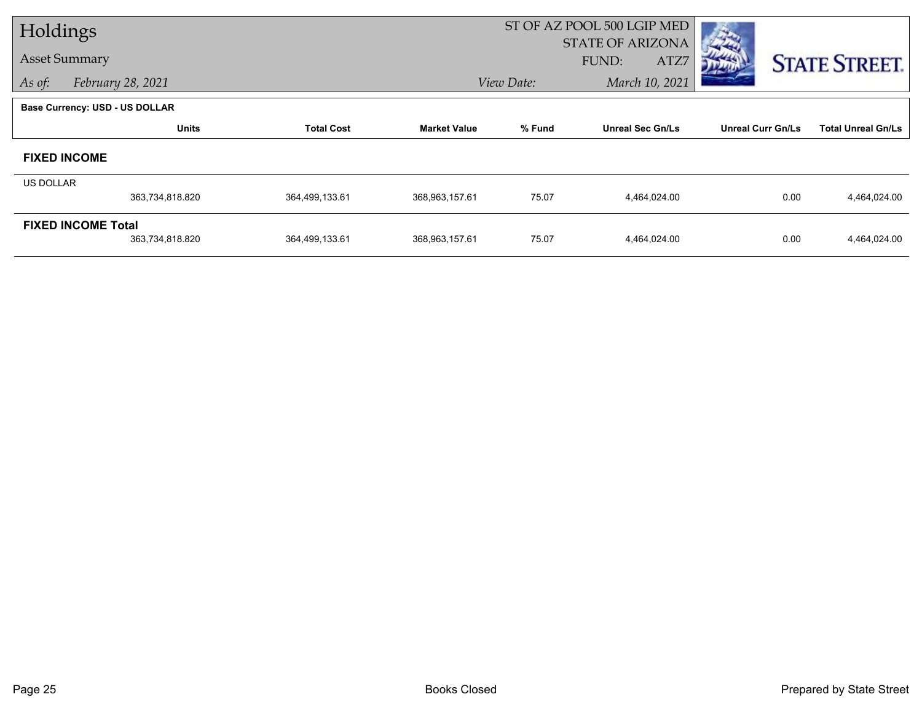# Holdings

## Asset Summary

*As of:* *February 28, 2021*

ST OF AZ POOL 500 LGIP MED
STATE OF ARIZONA
FUND: ATZ7

*View Date:* *March 10, 2021*

STATE STREET.

**Base Currency: USD - US DOLLAR**

| | Units | Total Cost | Market Value | % Fund | Unreal Sec Gn/Ls | Unreal Curr Gn/Ls | Total Unreal Gn/Ls |
|---|---|---|---|---|---|---|---|
| **FIXED INCOME** | | | | | | | |
| US DOLLAR | 363,734,818.820 | 364,499,133.61 | 368,963,157.61 | 75.07 | 4,464,024.00 | 0.00 | 4,464,024.00 |
| **FIXED INCOME Total** | 363,734,818.820 | 364,499,133.61 | 368,963,157.61 | 75.07 | 4,464,024.00 | 0.00 | 4,464,024.00 |

Books Closed

Prepared by State Street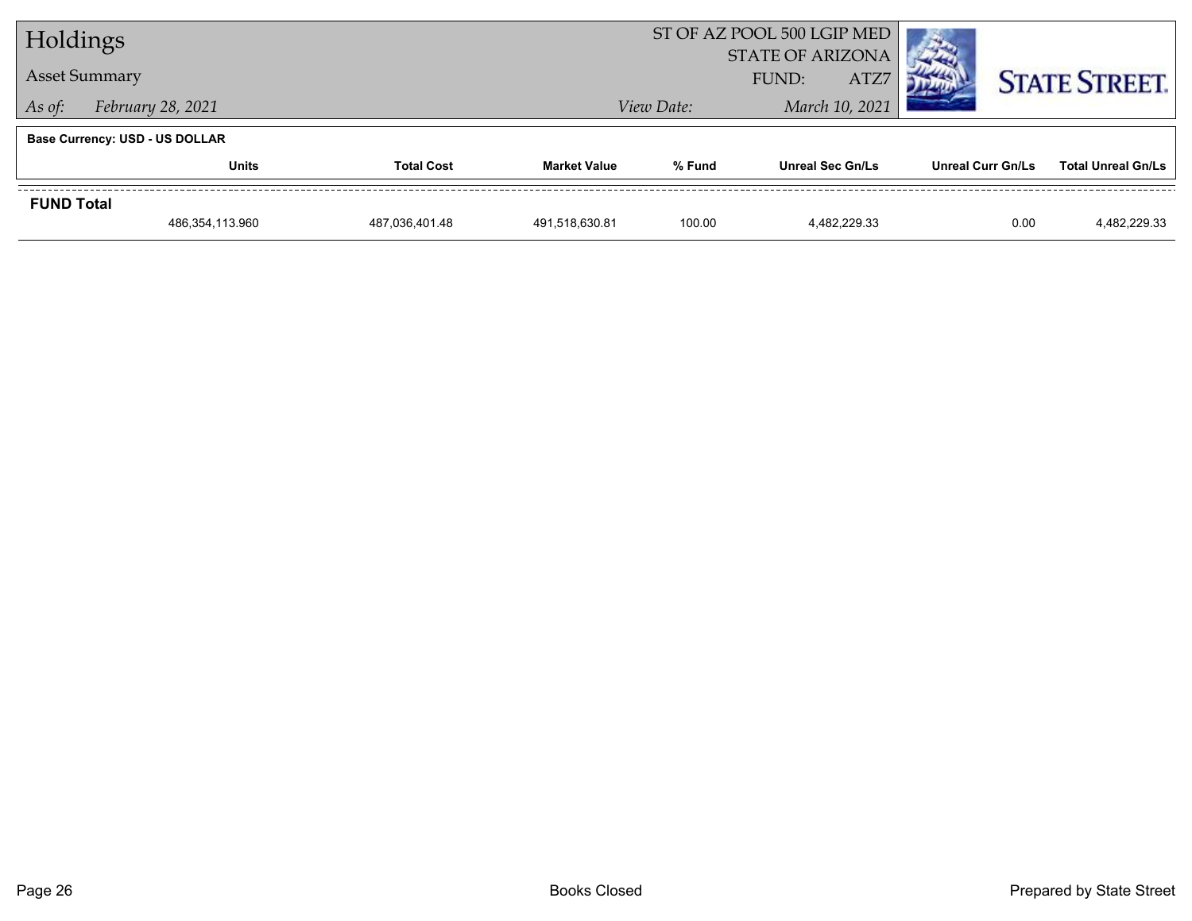# Holdings

## Asset Summary

*As of:* *February 28, 2021*

ST OF AZ POOL 500 LGIP MED
STATE OF ARIZONA
FUND: ATZ7

*View Date:* *March 10, 2021*

**Base Currency: USD - US DOLLAR**

| | Units | Total Cost | Market Value | % Fund | Unreal Sec Gn/Ls | Unreal Curr Gn/Ls | Total Unreal Gn/Ls |
|---|---|---|---|---|---|---|---|
| **FUND Total** | | | | | | | |
| | 486,354,113.960 | 487,036,401.48 | 491,518,630.81 | 100.00 | 4,482,229.33 | 0.00 | 4,482,229.33 |

Books Closed

Prepared by State Street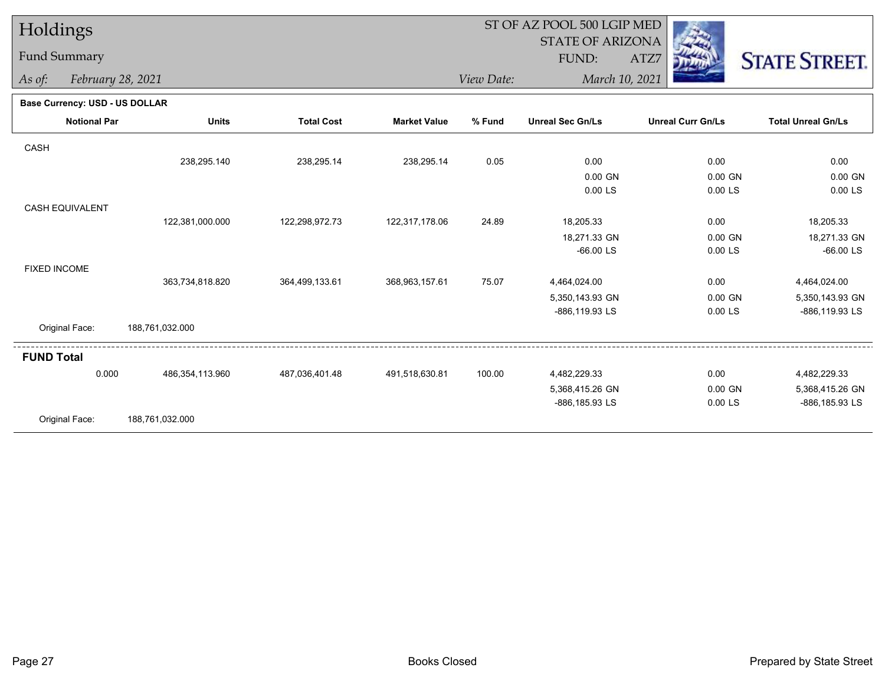# Holdings

Fund Summary

*As of:* *February 28, 2021*

ST OF AZ POOL 500 LGIP MED
STATE OF ARIZONA
FUND: ATZ7

*View Date:* *March 10, 2021*

STATE STREET.

**Base Currency: USD - US DOLLAR**

| Notional Par | Units | Total Cost | Market Value | % Fund | Unreal Sec Gn/Ls | Unreal Curr Gn/Ls | Total Unreal Gn/Ls |
|---|---|---|---|---|---|---|---|
| CASH | | | | | | | |
| | 238,295.140 | 238,295.14 | 238,295.14 | 0.05 | 0.00 | 0.00 | 0.00 |
| | | | | | 0.00 GN | 0.00 GN | 0.00 GN |
| | | | | | 0.00 LS | 0.00 LS | 0.00 LS |
| CASH EQUIVALENT | | | | | | | |
| | 122,381,000.000 | 122,298,972.73 | 122,317,178.06 | 24.89 | 18,205.33 | 0.00 | 18,205.33 |
| | | | | | 18,271.33 GN | 0.00 GN | 18,271.33 GN |
| | | | | | -66.00 LS | 0.00 LS | -66.00 LS |
| FIXED INCOME | | | | | | | |
| | 363,734,818.820 | 364,499,133.61 | 368,963,157.61 | 75.07 | 4,464,024.00 | 0.00 | 4,464,024.00 |
| | | | | | 5,350,143.93 GN | 0.00 GN | 5,350,143.93 GN |
| | | | | | -886,119.93 LS | 0.00 LS | -886,119.93 LS |
| Original Face: 188,761,032.000 | | | | | | | |
| **FUND Total** | | | | | | | |
| 0.000 | 486,354,113.960 | 487,036,401.48 | 491,518,630.81 | 100.00 | 4,482,229.33 | 0.00 | 4,482,229.33 |
| | | | | | 5,368,415.26 GN | 0.00 GN | 5,368,415.26 GN |
| | | | | | -886,185.93 LS | 0.00 LS | -886,185.93 LS |
| Original Face: 188,761,032.000 | | | | | | | |

Books Closed

Prepared by State Street